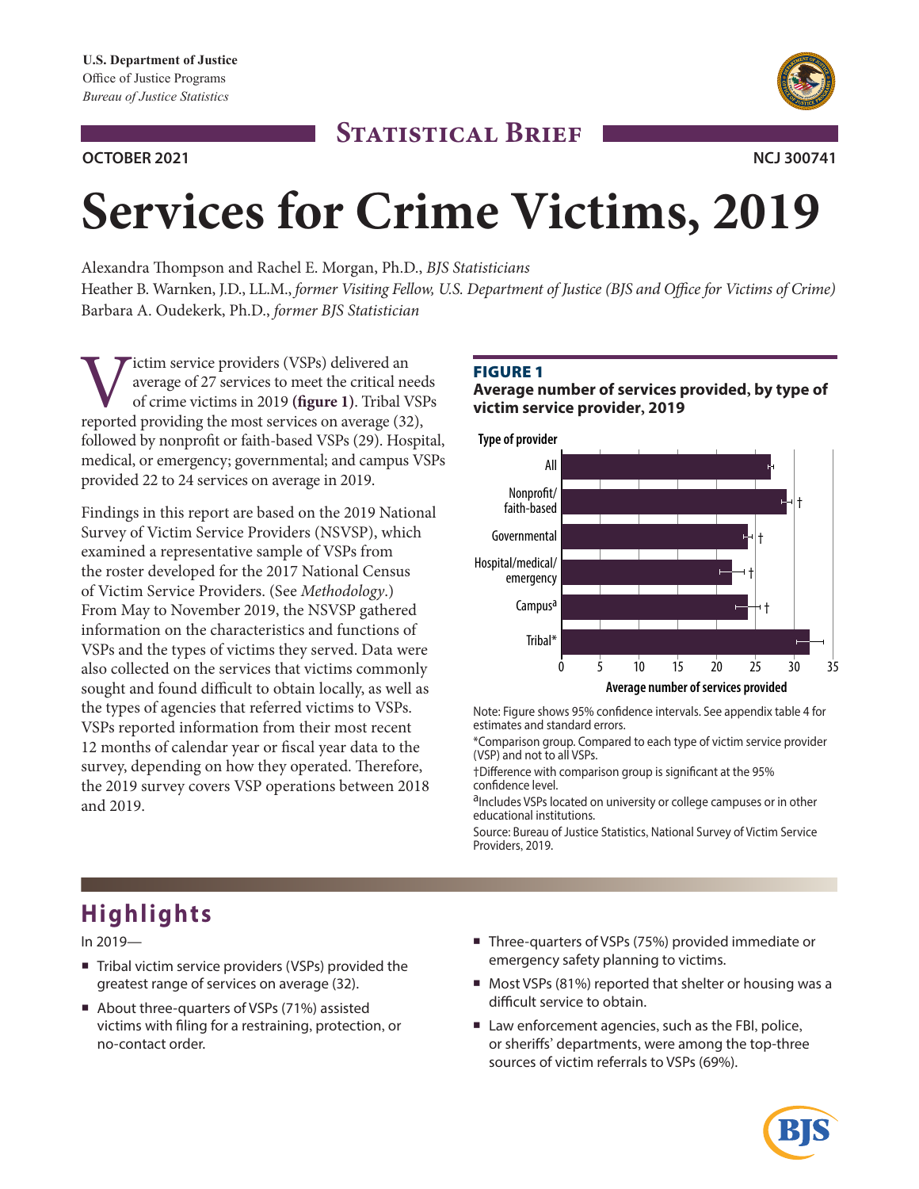U.S. Department of Justice
Office of Justice Programs
*Bureau of Justice Statistics*

**STATISTICAL BRIEF**

**OCTOBER 2021** **NCJ 300741**

# Services for Crime Victims, 2019

Alexandra Thompson and Rachel E. Morgan, Ph.D., *BJS Statisticians*
Heather B. Warnken, J.D., LL.M., *former Visiting Fellow, U.S. Department of Justice (BJS and Office for Victims of Crime)*
Barbara A. Oudekerk, Ph.D., *former BJS Statistician*

Victim service providers (VSPs) delivered an average of 27 services to meet the critical needs of crime victims in 2019 **(figure 1)**. Tribal VSPs reported providing the most services on average (32), followed by nonprofit or faith-based VSPs (29). Hospital, medical, or emergency; governmental; and campus VSPs provided 22 to 24 services on average in 2019.

Findings in this report are based on the 2019 National Survey of Victim Service Providers (NSVSP), which examined a representative sample of VSPs from the roster developed for the 2017 National Census of Victim Service Providers. (See *Methodology*.) From May to November 2019, the NSVSP gathered information on the characteristics and functions of VSPs and the types of victims they served. Data were also collected on the services that victims commonly sought and found difficult to obtain locally, as well as the types of agencies that referred victims to VSPs. VSPs reported information from their most recent 12 months of calendar year or fiscal year data to the survey, depending on how they operated. Therefore, the 2019 survey covers VSP operations between 2018 and 2019.

**FIGURE 1**
**Average number of services provided, by type of victim service provider, 2019**

| Type of provider | Average number of services provided |
|---|---|
| All | 27 |
| Nonprofit/faith-based | 29† |
| Governmental | 24† |
| Hospital/medical/emergency | 22† |
| Campus[a] | 24† |
| Tribal* | 32 |

Note: Figure shows 95% confidence intervals. See appendix table 4 for estimates and standard errors.
*Comparison group. Compared to each type of victim service provider (VSP) and not to all VSPs.
†Difference with comparison group is significant at the 95% confidence level.
[a]Includes VSPs located on university or college campuses or in other educational institutions.
Source: Bureau of Justice Statistics, National Survey of Victim Service Providers, 2019.

## Highlights

In 2019—

- Tribal victim service providers (VSPs) provided the greatest range of services on average (32).
- About three-quarters of VSPs (71%) assisted victims with filing for a restraining, protection, or no-contact order.
- Three-quarters of VSPs (75%) provided immediate or emergency safety planning to victims.
- Most VSPs (81%) reported that shelter or housing was a difficult service to obtain.
- Law enforcement agencies, such as the FBI, police, or sheriffs' departments, were among the top-three sources of victim referrals to VSPs (69%).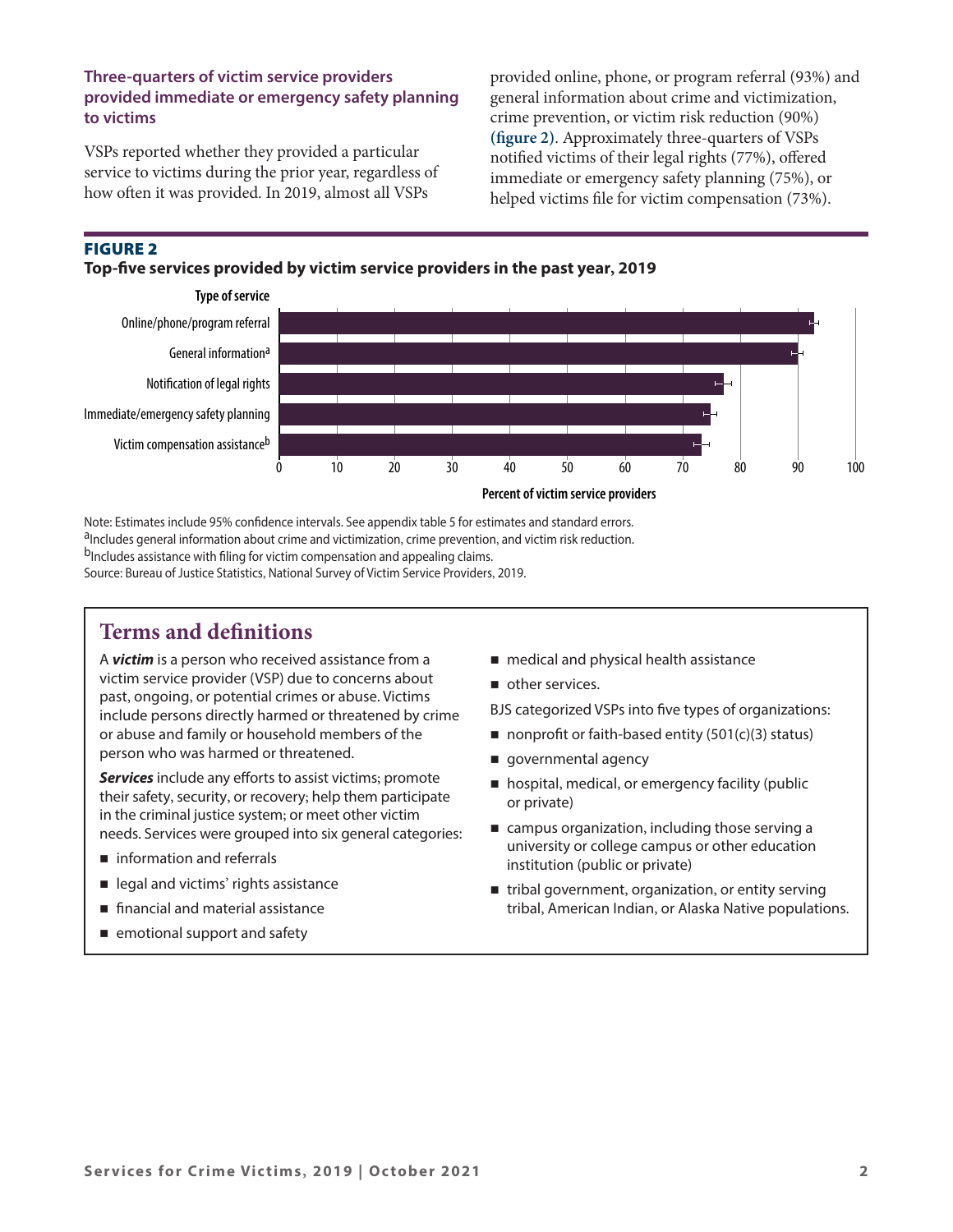### Three-quarters of victim service providers provided immediate or emergency safety planning to victims

VSPs reported whether they provided a particular service to victims during the prior year, regardless of how often it was provided. In 2019, almost all VSPs provided online, phone, or program referral (93%) and general information about crime and victimization, crime prevention, or victim risk reduction (90%) **(figure 2)**. Approximately three-quarters of VSPs notified victims of their legal rights (77%), offered immediate or emergency safety planning (75%), or helped victims file for victim compensation (73%).

**FIGURE 2**

**Top-five services provided by victim service providers in the past year, 2019**

| Type of service | Percent of victim service providers |
|---|---|
| Online/phone/program referral | 93 |
| General information[a] | 90 |
| Notification of legal rights | 77 |
| Immediate/emergency safety planning | 75 |
| Victim compensation assistance[b] | 73 |

Note: Estimates include 95% confidence intervals. See appendix table 5 for estimates and standard errors.

[a]Includes general information about crime and victimization, crime prevention, and victim risk reduction.

[b]Includes assistance with filing for victim compensation and appealing claims.

Source: Bureau of Justice Statistics, National Survey of Victim Service Providers, 2019.

## Terms and definitions

A ***victim*** is a person who received assistance from a victim service provider (VSP) due to concerns about past, ongoing, or potential crimes or abuse. Victims include persons directly harmed or threatened by crime or abuse and family or household members of the person who was harmed or threatened.

***Services*** include any efforts to assist victims; promote their safety, security, or recovery; help them participate in the criminal justice system; or meet other victim needs. Services were grouped into six general categories:

- information and referrals
- legal and victims' rights assistance
- financial and material assistance
- emotional support and safety
- medical and physical health assistance
- other services.

BJS categorized VSPs into five types of organizations:

- nonprofit or faith-based entity (501(c)(3) status)
- governmental agency
- hospital, medical, or emergency facility (public or private)
- campus organization, including those serving a university or college campus or other education institution (public or private)
- tribal government, organization, or entity serving tribal, American Indian, or Alaska Native populations.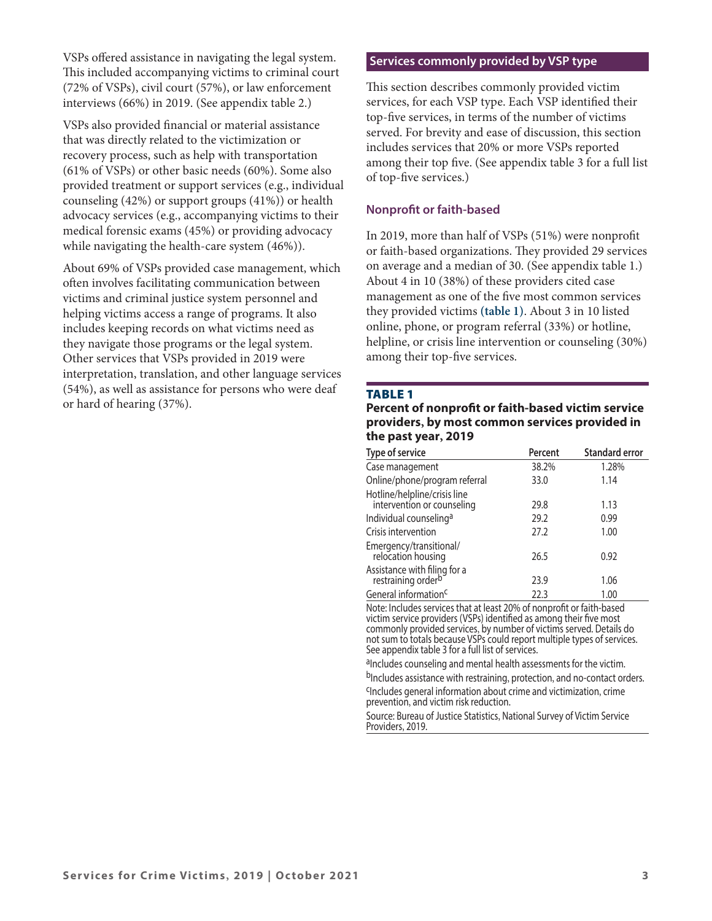VSPs offered assistance in navigating the legal system. This included accompanying victims to criminal court (72% of VSPs), civil court (57%), or law enforcement interviews (66%) in 2019. (See appendix table 2.)

VSPs also provided financial or material assistance that was directly related to the victimization or recovery process, such as help with transportation (61% of VSPs) or other basic needs (60%). Some also provided treatment or support services (e.g., individual counseling (42%) or support groups (41%)) or health advocacy services (e.g., accompanying victims to their medical forensic exams (45%) or providing advocacy while navigating the health-care system (46%)).

About 69% of VSPs provided case management, which often involves facilitating communication between victims and criminal justice system personnel and helping victims access a range of programs. It also includes keeping records on what victims need as they navigate those programs or the legal system. Other services that VSPs provided in 2019 were interpretation, translation, and other language services (54%), as well as assistance for persons who were deaf or hard of hearing (37%).

## Services commonly provided by VSP type

This section describes commonly provided victim services, for each VSP type. Each VSP identified their top-five services, in terms of the number of victims served. For brevity and ease of discussion, this section includes services that 20% or more VSPs reported among their top five. (See appendix table 3 for a full list of top-five services.)

### Nonprofit or faith-based

In 2019, more than half of VSPs (51%) were nonprofit or faith-based organizations. They provided 29 services on average and a median of 30. (See appendix table 1.) About 4 in 10 (38%) of these providers cited case management as one of the five most common services they provided victims **(table 1)**. About 3 in 10 listed online, phone, or program referral (33%) or hotline, helpline, or crisis line intervention or counseling (30%) among their top-five services.

**TABLE 1**
**Percent of nonprofit or faith-based victim service providers, by most common services provided in the past year, 2019**

| Type of service | Percent | Standard error |
|---|---|---|
| Case management | 38.2% | 1.28% |
| Online/phone/program referral | 33.0 | 1.14 |
| Hotline/helpline/crisis line intervention or counseling | 29.8 | 1.13 |
| Individual counseling[a] | 29.2 | 0.99 |
| Crisis intervention | 27.2 | 1.00 |
| Emergency/transitional/relocation housing | 26.5 | 0.92 |
| Assistance with filing for a restraining order[b] | 23.9 | 1.06 |
| General information[c] | 22.3 | 1.00 |

Note: Includes services that at least 20% of nonprofit or faith-based victim service providers (VSPs) identified as among their five most commonly provided services, by number of victims served. Details do not sum to totals because VSPs could report multiple types of services. See appendix table 3 for a full list of services.

[a]Includes counseling and mental health assessments for the victim.

[b]Includes assistance with restraining, protection, and no-contact orders.

[c]Includes general information about crime and victimization, crime prevention, and victim risk reduction.

Source: Bureau of Justice Statistics, National Survey of Victim Service Providers, 2019.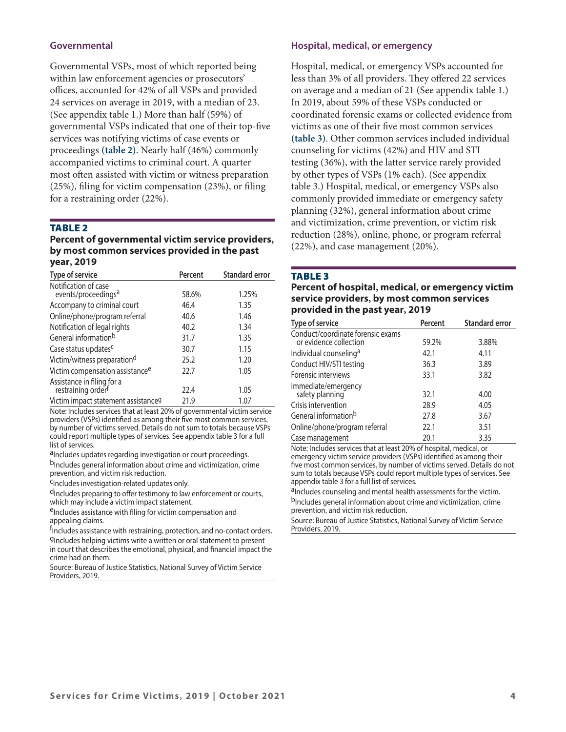### Governmental

Governmental VSPs, most of which reported being within law enforcement agencies or prosecutors' offices, accounted for 42% of all VSPs and provided 24 services on average in 2019, with a median of 23. (See appendix table 1.) More than half (59%) of governmental VSPs indicated that one of their top-five services was notifying victims of case events or proceedings **(table 2)**. Nearly half (46%) commonly accompanied victims to criminal court. A quarter most often assisted with victim or witness preparation (25%), filing for victim compensation (23%), or filing for a restraining order (22%).

**TABLE 2**

**Percent of governmental victim service providers, by most common services provided in the past year, 2019**

| Type of service | Percent | Standard error |
|---|---|---|
| Notification of case events/proceedings[a] | 58.6% | 1.25% |
| Accompany to criminal court | 46.4 | 1.35 |
| Online/phone/program referral | 40.6 | 1.46 |
| Notification of legal rights | 40.2 | 1.34 |
| General information[b] | 31.7 | 1.35 |
| Case status updates[c] | 30.7 | 1.15 |
| Victim/witness preparation[d] | 25.2 | 1.20 |
| Victim compensation assistance[e] | 22.7 | 1.05 |
| Assistance in filing for a restraining order[f] | 22.4 | 1.05 |
| Victim impact statement assistance[g] | 21.9 | 1.07 |

Note: Includes services that at least 20% of governmental victim service providers (VSPs) identified as among their five most common services, by number of victims served. Details do not sum to totals because VSPs could report multiple types of services. See appendix table 3 for a full list of services.

[a]Includes updates regarding investigation or court proceedings.

[b]Includes general information about crime and victimization, crime prevention, and victim risk reduction.

[c]Includes investigation-related updates only.

[d]Includes preparing to offer testimony to law enforcement or courts, which may include a victim impact statement.

[e]Includes assistance with filing for victim compensation and appealing claims.

[f]Includes assistance with restraining, protection, and no-contact orders.

[g]Includes helping victims write a written or oral statement to present in court that describes the emotional, physical, and financial impact the crime had on them.

Source: Bureau of Justice Statistics, National Survey of Victim Service Providers, 2019.

### Hospital, medical, or emergency

Hospital, medical, or emergency VSPs accounted for less than 3% of all providers. They offered 22 services on average and a median of 21 (See appendix table 1.) In 2019, about 59% of these VSPs conducted or coordinated forensic exams or collected evidence from victims as one of their five most common services **(table 3)**. Other common services included individual counseling for victims (42%) and HIV and STI testing (36%), with the latter service rarely provided by other types of VSPs (1% each). (See appendix table 3.) Hospital, medical, or emergency VSPs also commonly provided immediate or emergency safety planning (32%), general information about crime and victimization, crime prevention, or victim risk reduction (28%), online, phone, or program referral (22%), and case management (20%).

**TABLE 3**

**Percent of hospital, medical, or emergency victim service providers, by most common services provided in the past year, 2019**

| Type of service | Percent | Standard error |
|---|---|---|
| Conduct/coordinate forensic exams or evidence collection | 59.2% | 3.88% |
| Individual counseling[a] | 42.1 | 4.11 |
| Conduct HIV/STI testing | 36.3 | 3.89 |
| Forensic interviews | 33.1 | 3.82 |
| Immediate/emergency safety planning | 32.1 | 4.00 |
| Crisis intervention | 28.9 | 4.05 |
| General information[b] | 27.8 | 3.67 |
| Online/phone/program referral | 22.1 | 3.51 |
| Case management | 20.1 | 3.35 |

Note: Includes services that at least 20% of hospital, medical, or emergency victim service providers (VSPs) identified as among their five most common services, by number of victims served. Details do not sum to totals because VSPs could report multiple types of services. See appendix table 3 for a full list of services.

[a]Includes counseling and mental health assessments for the victim.

[b]Includes general information about crime and victimization, crime prevention, and victim risk reduction.

Source: Bureau of Justice Statistics, National Survey of Victim Service Providers, 2019.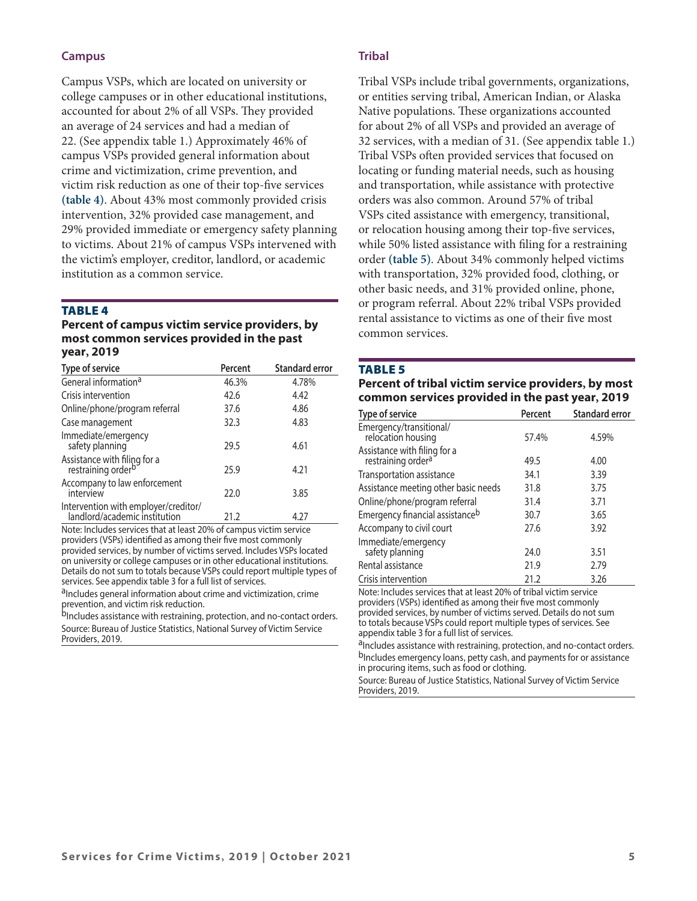## Campus

Campus VSPs, which are located on university or college campuses or in other educational institutions, accounted for about 2% of all VSPs. They provided an average of 24 services and had a median of 22. (See appendix table 1.) Approximately 46% of campus VSPs provided general information about crime and victimization, crime prevention, and victim risk reduction as one of their top-five services **(table 4)**. About 43% most commonly provided crisis intervention, 32% provided case management, and 29% provided immediate or emergency safety planning to victims. About 21% of campus VSPs intervened with the victim's employer, creditor, landlord, or academic institution as a common service.

**TABLE 4**

**Percent of campus victim service providers, by most common services provided in the past year, 2019**

| Type of service | Percent | Standard error |
|---|---|---|
| General information[a] | 46.3% | 4.78% |
| Crisis intervention | 42.6 | 4.42 |
| Online/phone/program referral | 37.6 | 4.86 |
| Case management | 32.3 | 4.83 |
| Immediate/emergency safety planning | 29.5 | 4.61 |
| Assistance with filing for a restraining order[b] | 25.9 | 4.21 |
| Accompany to law enforcement interview | 22.0 | 3.85 |
| Intervention with employer/creditor/landlord/academic institution | 21.2 | 4.27 |

Note: Includes services that at least 20% of campus victim service providers (VSPs) identified as among their five most commonly provided services, by number of victims served. Includes VSPs located on university or college campuses or in other educational institutions. Details do not sum to totals because VSPs could report multiple types of services. See appendix table 3 for a full list of services.

[a]Includes general information about crime and victimization, crime prevention, and victim risk reduction.

[b]Includes assistance with restraining, protection, and no-contact orders.

Source: Bureau of Justice Statistics, National Survey of Victim Service Providers, 2019.

## Tribal

Tribal VSPs include tribal governments, organizations, or entities serving tribal, American Indian, or Alaska Native populations. These organizations accounted for about 2% of all VSPs and provided an average of 32 services, with a median of 31. (See appendix table 1.) Tribal VSPs often provided services that focused on locating or funding material needs, such as housing and transportation, while assistance with protective orders was also common. Around 57% of tribal VSPs cited assistance with emergency, transitional, or relocation housing among their top-five services, while 50% listed assistance with filing for a restraining order **(table 5)**. About 34% commonly helped victims with transportation, 32% provided food, clothing, or other basic needs, and 31% provided online, phone, or program referral. About 22% tribal VSPs provided rental assistance to victims as one of their five most common services.

**TABLE 5**

**Percent of tribal victim service providers, by most common services provided in the past year, 2019**

| Type of service | Percent | Standard error |
|---|---|---|
| Emergency/transitional/relocation housing | 57.4% | 4.59% |
| Assistance with filing for a restraining order[a] | 49.5 | 4.00 |
| Transportation assistance | 34.1 | 3.39 |
| Assistance meeting other basic needs | 31.8 | 3.75 |
| Online/phone/program referral | 31.4 | 3.71 |
| Emergency financial assistance[b] | 30.7 | 3.65 |
| Accompany to civil court | 27.6 | 3.92 |
| Immediate/emergency safety planning | 24.0 | 3.51 |
| Rental assistance | 21.9 | 2.79 |
| Crisis intervention | 21.2 | 3.26 |

Note: Includes services that at least 20% of tribal victim service providers (VSPs) identified as among their five most commonly provided services, by number of victims served. Details do not sum to totals because VSPs could report multiple types of services. See appendix table 3 for a full list of services.

[a]Includes assistance with restraining, protection, and no-contact orders.

[b]Includes emergency loans, petty cash, and payments for or assistance in procuring items, such as food or clothing.

Source: Bureau of Justice Statistics, National Survey of Victim Service Providers, 2019.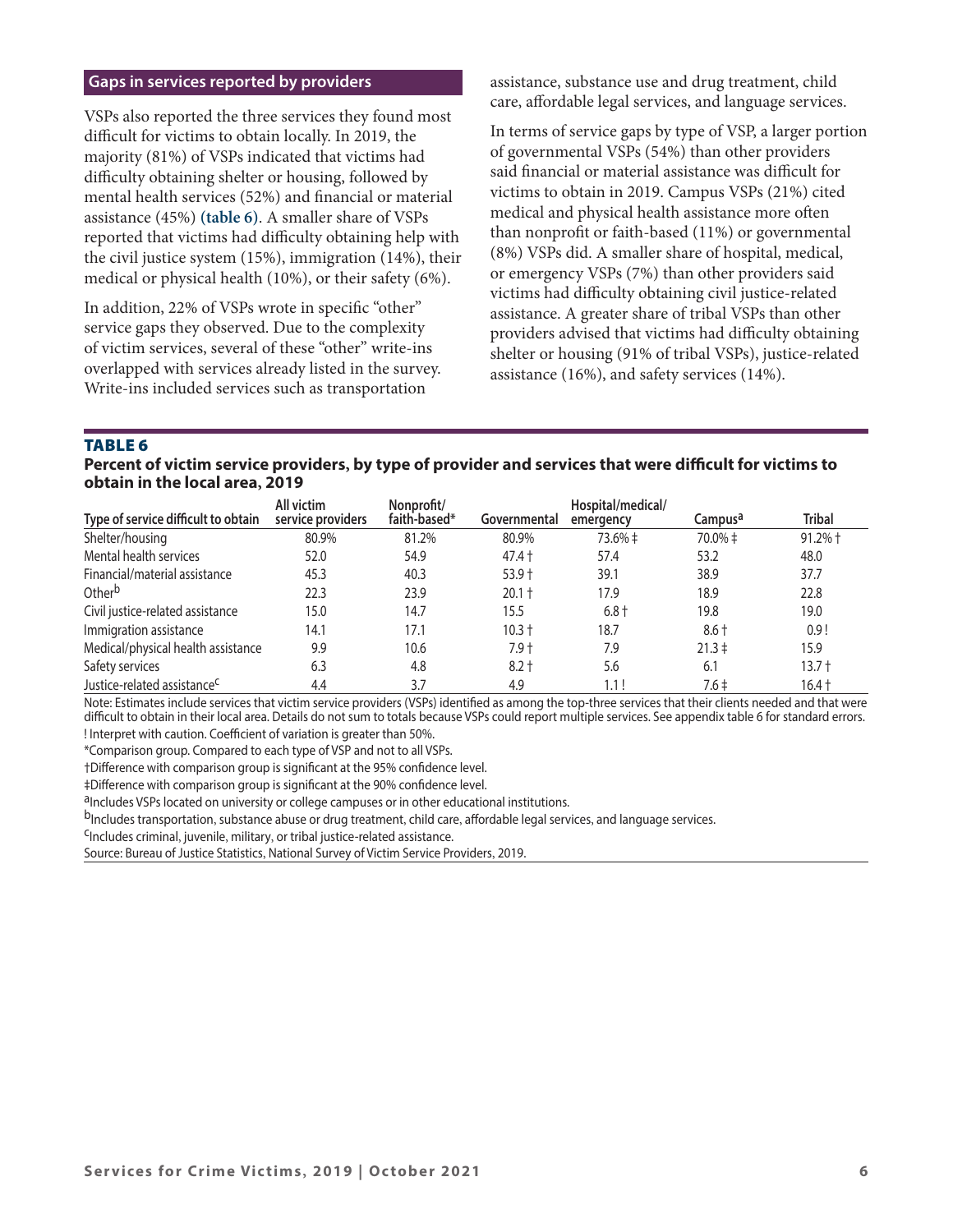## Gaps in services reported by providers

VSPs also reported the three services they found most difficult for victims to obtain locally. In 2019, the majority (81%) of VSPs indicated that victims had difficulty obtaining shelter or housing, followed by mental health services (52%) and financial or material assistance (45%) **(table 6)**. A smaller share of VSPs reported that victims had difficulty obtaining help with the civil justice system (15%), immigration (14%), their medical or physical health (10%), or their safety (6%).

In addition, 22% of VSPs wrote in specific "other" service gaps they observed. Due to the complexity of victim services, several of these "other" write-ins overlapped with services already listed in the survey. Write-ins included services such as transportation assistance, substance use and drug treatment, child care, affordable legal services, and language services.

In terms of service gaps by type of VSP, a larger portion of governmental VSPs (54%) than other providers said financial or material assistance was difficult for victims to obtain in 2019. Campus VSPs (21%) cited medical and physical health assistance more often than nonprofit or faith-based (11%) or governmental (8%) VSPs did. A smaller share of hospital, medical, or emergency VSPs (7%) than other providers said victims had difficulty obtaining civil justice-related assistance. A greater share of tribal VSPs than other providers advised that victims had difficulty obtaining shelter or housing (91% of tribal VSPs), justice-related assistance (16%), and safety services (14%).

**TABLE 6**
**Percent of victim service providers, by type of provider and services that were difficult for victims to obtain in the local area, 2019**

| Type of service difficult to obtain | All victim service providers | Nonprofit/ faith-based* | Governmental | Hospital/medical/ emergency | Campus[a] | Tribal |
|---|---|---|---|---|---|---|
| Shelter/housing | 80.9% | 81.2% | 80.9% | 73.6% ‡ | 70.0% ‡ | 91.2% † |
| Mental health services | 52.0 | 54.9 | 47.4 † | 57.4 | 53.2 | 48.0 |
| Financial/material assistance | 45.3 | 40.3 | 53.9 † | 39.1 | 38.9 | 37.7 |
| Other[b] | 22.3 | 23.9 | 20.1 † | 17.9 | 18.9 | 22.8 |
| Civil justice-related assistance | 15.0 | 14.7 | 15.5 | 6.8 † | 19.8 | 19.0 |
| Immigration assistance | 14.1 | 17.1 | 10.3 † | 18.7 | 8.6 † | 0.9 ! |
| Medical/physical health assistance | 9.9 | 10.6 | 7.9 † | 7.9 | 21.3 ‡ | 15.9 |
| Safety services | 6.3 | 4.8 | 8.2 † | 5.6 | 6.1 | 13.7 † |
| Justice-related assistance[c] | 4.4 | 3.7 | 4.9 | 1.1 ! | 7.6 ‡ | 16.4 † |

Note: Estimates include services that victim service providers (VSPs) identified as among the top-three services that their clients needed and that were difficult to obtain in their local area. Details do not sum to totals because VSPs could report multiple services. See appendix table 6 for standard errors.
! Interpret with caution. Coefficient of variation is greater than 50%.
*Comparison group. Compared to each type of VSP and not to all VSPs.
†Difference with comparison group is significant at the 95% confidence level.
‡Difference with comparison group is significant at the 90% confidence level.
[a]Includes VSPs located on university or college campuses or in other educational institutions.
[b]Includes transportation, substance abuse or drug treatment, child care, affordable legal services, and language services.
[c]Includes criminal, juvenile, military, or tribal justice-related assistance.
Source: Bureau of Justice Statistics, National Survey of Victim Service Providers, 2019.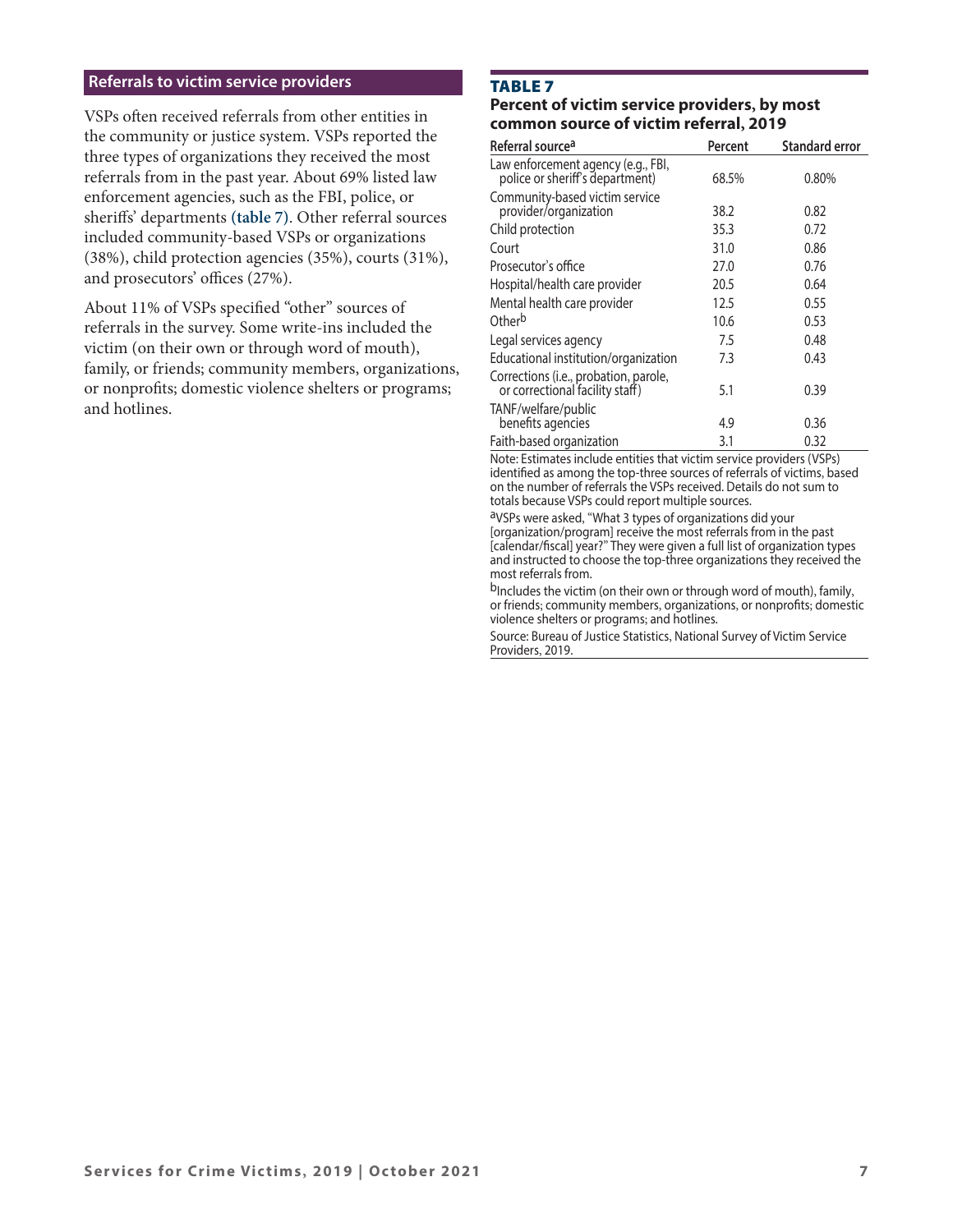## Referrals to victim service providers

VSPs often received referrals from other entities in the community or justice system. VSPs reported the three types of organizations they received the most referrals from in the past year. About 69% listed law enforcement agencies, such as the FBI, police, or sheriffs' departments **(table 7)**. Other referral sources included community-based VSPs or organizations (38%), child protection agencies (35%), courts (31%), and prosecutors' offices (27%).

About 11% of VSPs specified "other" sources of referrals in the survey. Some write-ins included the victim (on their own or through word of mouth), family, or friends; community members, organizations, or nonprofits; domestic violence shelters or programs; and hotlines.

### TABLE 7
**Percent of victim service providers, by most common source of victim referral, 2019**

| Referral source[a] | Percent | Standard error |
|---|---|---|
| Law enforcement agency (e.g., FBI, police or sheriff's department) | 68.5% | 0.80% |
| Community-based victim service provider/organization | 38.2 | 0.82 |
| Child protection | 35.3 | 0.72 |
| Court | 31.0 | 0.86 |
| Prosecutor's office | 27.0 | 0.76 |
| Hospital/health care provider | 20.5 | 0.64 |
| Mental health care provider | 12.5 | 0.55 |
| Other[b] | 10.6 | 0.53 |
| Legal services agency | 7.5 | 0.48 |
| Educational institution/organization | 7.3 | 0.43 |
| Corrections (i.e., probation, parole, or correctional facility staff) | 5.1 | 0.39 |
| TANF/welfare/public benefits agencies | 4.9 | 0.36 |
| Faith-based organization | 3.1 | 0.32 |

Note: Estimates include entities that victim service providers (VSPs) identified as among the top-three sources of referrals of victims, based on the number of referrals the VSPs received. Details do not sum to totals because VSPs could report multiple sources.

[a]VSPs were asked, "What 3 types of organizations did your [organization/program] receive the most referrals from in the past [calendar/fiscal] year?" They were given a full list of organization types and instructed to choose the top-three organizations they received the most referrals from.

[b]Includes the victim (on their own or through word of mouth), family, or friends; community members, organizations, or nonprofits; domestic violence shelters or programs; and hotlines.

Source: Bureau of Justice Statistics, National Survey of Victim Service Providers, 2019.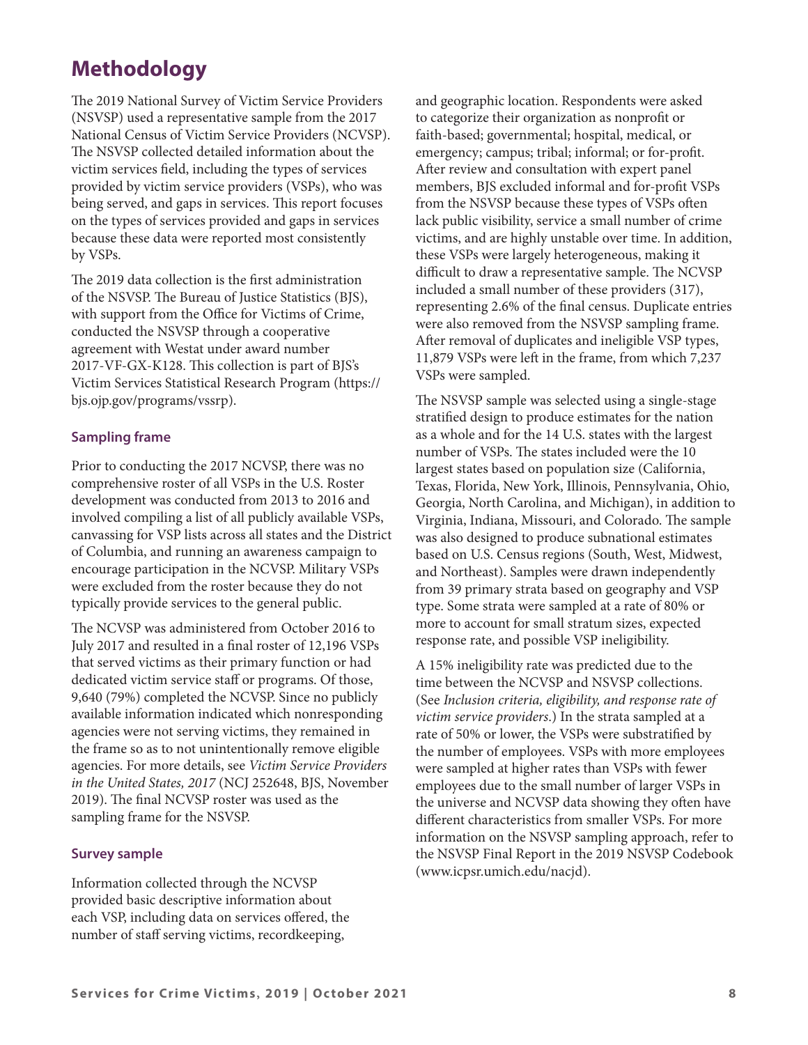# Methodology

The 2019 National Survey of Victim Service Providers (NSVSP) used a representative sample from the 2017 National Census of Victim Service Providers (NCVSP). The NSVSP collected detailed information about the victim services field, including the types of services provided by victim service providers (VSPs), who was being served, and gaps in services. This report focuses on the types of services provided and gaps in services because these data were reported most consistently by VSPs.

The 2019 data collection is the first administration of the NSVSP. The Bureau of Justice Statistics (BJS), with support from the Office for Victims of Crime, conducted the NSVSP through a cooperative agreement with Westat under award number 2017-VF-GX-K128. This collection is part of BJS's Victim Services Statistical Research Program (https://bjs.ojp.gov/programs/vssrp).

### Sampling frame

Prior to conducting the 2017 NCVSP, there was no comprehensive roster of all VSPs in the U.S. Roster development was conducted from 2013 to 2016 and involved compiling a list of all publicly available VSPs, canvassing for VSP lists across all states and the District of Columbia, and running an awareness campaign to encourage participation in the NCVSP. Military VSPs were excluded from the roster because they do not typically provide services to the general public.

The NCVSP was administered from October 2016 to July 2017 and resulted in a final roster of 12,196 VSPs that served victims as their primary function or had dedicated victim service staff or programs. Of those, 9,640 (79%) completed the NCVSP. Since no publicly available information indicated which nonresponding agencies were not serving victims, they remained in the frame so as to not unintentionally remove eligible agencies. For more details, see *Victim Service Providers in the United States, 2017* (NCJ 252648, BJS, November 2019). The final NCVSP roster was used as the sampling frame for the NSVSP.

### Survey sample

Information collected through the NCVSP provided basic descriptive information about each VSP, including data on services offered, the number of staff serving victims, recordkeeping, and geographic location. Respondents were asked to categorize their organization as nonprofit or faith-based; governmental; hospital, medical, or emergency; campus; tribal; informal; or for-profit. After review and consultation with expert panel members, BJS excluded informal and for-profit VSPs from the NSVSP because these types of VSPs often lack public visibility, service a small number of crime victims, and are highly unstable over time. In addition, these VSPs were largely heterogeneous, making it difficult to draw a representative sample. The NCVSP included a small number of these providers (317), representing 2.6% of the final census. Duplicate entries were also removed from the NSVSP sampling frame. After removal of duplicates and ineligible VSP types, 11,879 VSPs were left in the frame, from which 7,237 VSPs were sampled.

The NSVSP sample was selected using a single-stage stratified design to produce estimates for the nation as a whole and for the 14 U.S. states with the largest number of VSPs. The states included were the 10 largest states based on population size (California, Texas, Florida, New York, Illinois, Pennsylvania, Ohio, Georgia, North Carolina, and Michigan), in addition to Virginia, Indiana, Missouri, and Colorado. The sample was also designed to produce subnational estimates based on U.S. Census regions (South, West, Midwest, and Northeast). Samples were drawn independently from 39 primary strata based on geography and VSP type. Some strata were sampled at a rate of 80% or more to account for small stratum sizes, expected response rate, and possible VSP ineligibility.

A 15% ineligibility rate was predicted due to the time between the NCVSP and NSVSP collections. (See *Inclusion criteria, eligibility, and response rate of victim service providers*.) In the strata sampled at a rate of 50% or lower, the VSPs were substratified by the number of employees. VSPs with more employees were sampled at higher rates than VSPs with fewer employees due to the small number of larger VSPs in the universe and NCVSP data showing they often have different characteristics from smaller VSPs. For more information on the NSVSP sampling approach, refer to the NSVSP Final Report in the 2019 NSVSP Codebook (www.icpsr.umich.edu/nacjd).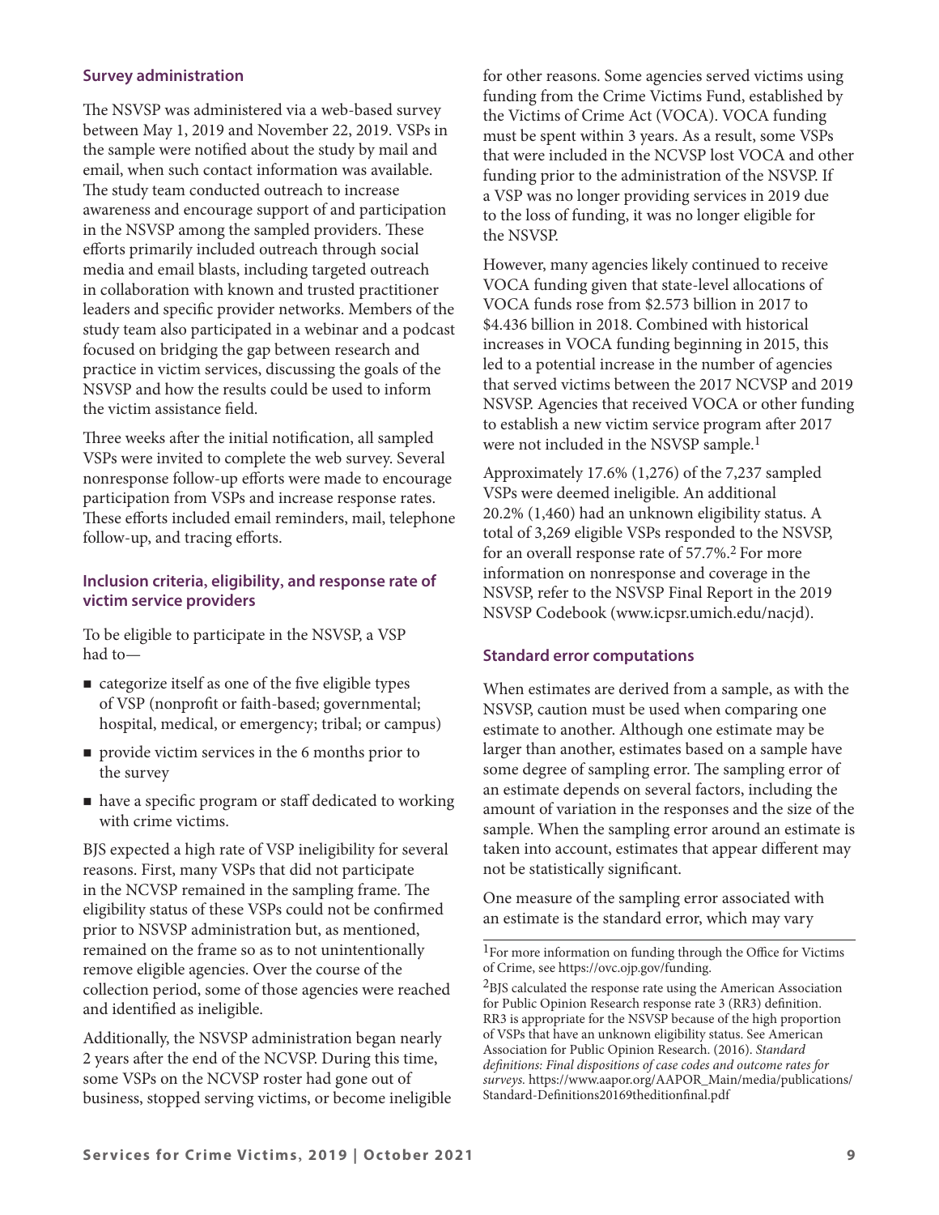### Survey administration

The NSVSP was administered via a web-based survey between May 1, 2019 and November 22, 2019. VSPs in the sample were notified about the study by mail and email, when such contact information was available. The study team conducted outreach to increase awareness and encourage support of and participation in the NSVSP among the sampled providers. These efforts primarily included outreach through social media and email blasts, including targeted outreach in collaboration with known and trusted practitioner leaders and specific provider networks. Members of the study team also participated in a webinar and a podcast focused on bridging the gap between research and practice in victim services, discussing the goals of the NSVSP and how the results could be used to inform the victim assistance field.

Three weeks after the initial notification, all sampled VSPs were invited to complete the web survey. Several nonresponse follow-up efforts were made to encourage participation from VSPs and increase response rates. These efforts included email reminders, mail, telephone follow-up, and tracing efforts.

### Inclusion criteria, eligibility, and response rate of victim service providers

To be eligible to participate in the NSVSP, a VSP had to—

- categorize itself as one of the five eligible types of VSP (nonprofit or faith-based; governmental; hospital, medical, or emergency; tribal; or campus)
- provide victim services in the 6 months prior to the survey
- have a specific program or staff dedicated to working with crime victims.

BJS expected a high rate of VSP ineligibility for several reasons. First, many VSPs that did not participate in the NCVSP remained in the sampling frame. The eligibility status of these VSPs could not be confirmed prior to NSVSP administration but, as mentioned, remained on the frame so as to not unintentionally remove eligible agencies. Over the course of the collection period, some of those agencies were reached and identified as ineligible.

Additionally, the NSVSP administration began nearly 2 years after the end of the NCVSP. During this time, some VSPs on the NCVSP roster had gone out of business, stopped serving victims, or become ineligible for other reasons. Some agencies served victims using funding from the Crime Victims Fund, established by the Victims of Crime Act (VOCA). VOCA funding must be spent within 3 years. As a result, some VSPs that were included in the NCVSP lost VOCA and other funding prior to the administration of the NSVSP. If a VSP was no longer providing services in 2019 due to the loss of funding, it was no longer eligible for the NSVSP.

However, many agencies likely continued to receive VOCA funding given that state-level allocations of VOCA funds rose from $2.573 billion in 2017 to $4.436 billion in 2018. Combined with historical increases in VOCA funding beginning in 2015, this led to a potential increase in the number of agencies that served victims between the 2017 NCVSP and 2019 NSVSP. Agencies that received VOCA or other funding to establish a new victim service program after 2017 were not included in the NSVSP sample.[1]

Approximately 17.6% (1,276) of the 7,237 sampled VSPs were deemed ineligible. An additional 20.2% (1,460) had an unknown eligibility status. A total of 3,269 eligible VSPs responded to the NSVSP, for an overall response rate of 57.7%.[2] For more information on nonresponse and coverage in the NSVSP, refer to the NSVSP Final Report in the 2019 NSVSP Codebook (www.icpsr.umich.edu/nacjd).

### Standard error computations

When estimates are derived from a sample, as with the NSVSP, caution must be used when comparing one estimate to another. Although one estimate may be larger than another, estimates based on a sample have some degree of sampling error. The sampling error of an estimate depends on several factors, including the amount of variation in the responses and the size of the sample. When the sampling error around an estimate is taken into account, estimates that appear different may not be statistically significant.

One measure of the sampling error associated with an estimate is the standard error, which may vary

[1]For more information on funding through the Office for Victims of Crime, see https://ovc.ojp.gov/funding.

[2]BJS calculated the response rate using the American Association for Public Opinion Research response rate 3 (RR3) definition. RR3 is appropriate for the NSVSP because of the high proportion of VSPs that have an unknown eligibility status. See American Association for Public Opinion Research. (2016). *Standard definitions: Final dispositions of case codes and outcome rates for surveys.* https://www.aapor.org/AAPOR_Main/media/publications/Standard-Definitions20169theditionfinal.pdf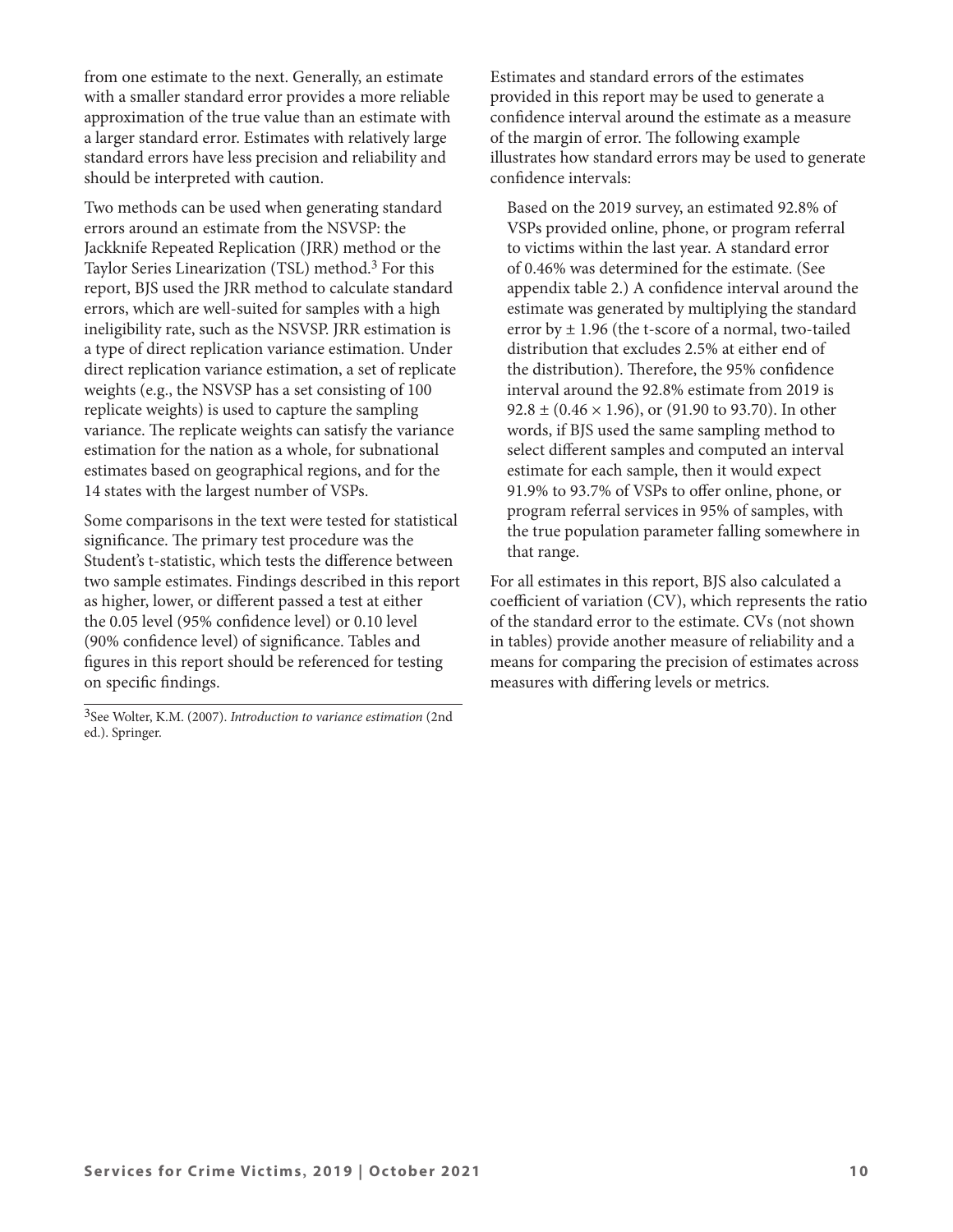from one estimate to the next. Generally, an estimate with a smaller standard error provides a more reliable approximation of the true value than an estimate with a larger standard error. Estimates with relatively large standard errors have less precision and reliability and should be interpreted with caution.

Two methods can be used when generating standard errors around an estimate from the NSVSP: the Jackknife Repeated Replication (JRR) method or the Taylor Series Linearization (TSL) method.[3] For this report, BJS used the JRR method to calculate standard errors, which are well-suited for samples with a high ineligibility rate, such as the NSVSP. JRR estimation is a type of direct replication variance estimation. Under direct replication variance estimation, a set of replicate weights (e.g., the NSVSP has a set consisting of 100 replicate weights) is used to capture the sampling variance. The replicate weights can satisfy the variance estimation for the nation as a whole, for subnational estimates based on geographical regions, and for the 14 states with the largest number of VSPs.

Some comparisons in the text were tested for statistical significance. The primary test procedure was the Student's t-statistic, which tests the difference between two sample estimates. Findings described in this report as higher, lower, or different passed a test at either the 0.05 level (95% confidence level) or 0.10 level (90% confidence level) of significance. Tables and figures in this report should be referenced for testing on specific findings.

[3]See Wolter, K.M. (2007). *Introduction to variance estimation* (2nd ed.). Springer.

Estimates and standard errors of the estimates provided in this report may be used to generate a confidence interval around the estimate as a measure of the margin of error. The following example illustrates how standard errors may be used to generate confidence intervals:

> Based on the 2019 survey, an estimated 92.8% of VSPs provided online, phone, or program referral to victims within the last year. A standard error of 0.46% was determined for the estimate. (See appendix table 2.) A confidence interval around the estimate was generated by multiplying the standard error by $\pm$ 1.96 (the t-score of a normal, two-tailed distribution that excludes 2.5% at either end of the distribution). Therefore, the 95% confidence interval around the 92.8% estimate from 2019 is $92.8 \pm (0.46 \times 1.96)$, or (91.90 to 93.70). In other words, if BJS used the same sampling method to select different samples and computed an interval estimate for each sample, then it would expect 91.9% to 93.7% of VSPs to offer online, phone, or program referral services in 95% of samples, with the true population parameter falling somewhere in that range.

For all estimates in this report, BJS also calculated a coefficient of variation (CV), which represents the ratio of the standard error to the estimate. CVs (not shown in tables) provide another measure of reliability and a means for comparing the precision of estimates across measures with differing levels or metrics.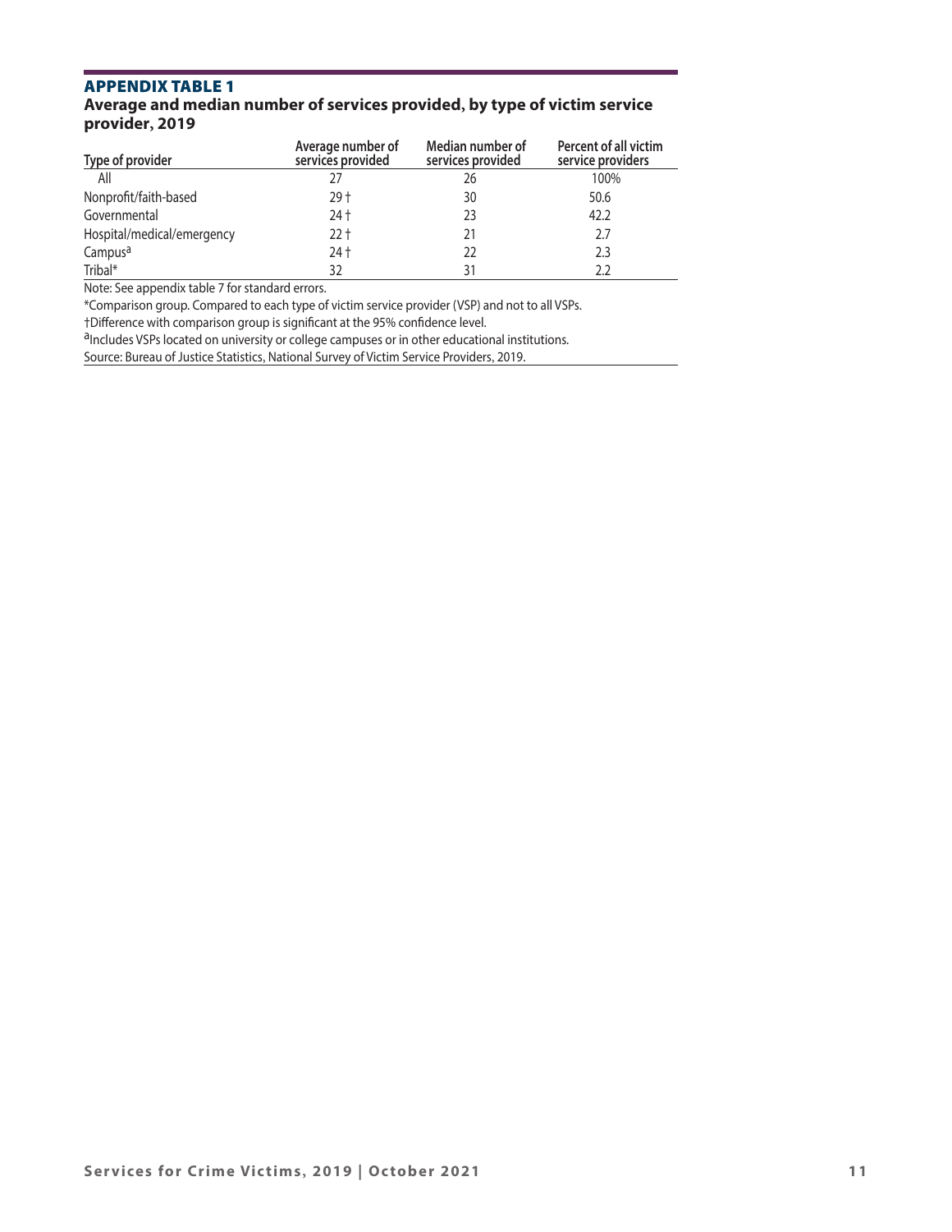## APPENDIX TABLE 1

**Average and median number of services provided, by type of victim service provider, 2019**

| Type of provider | Average number of services provided | Median number of services provided | Percent of all victim service providers |
|---|---|---|---|
| All | 27 | 26 | 100% |
| Nonprofit/faith-based | 29 † | 30 | 50.6 |
| Governmental | 24 † | 23 | 42.2 |
| Hospital/medical/emergency | 22 † | 21 | 2.7 |
| Campus[a] | 24 † | 22 | 2.3 |
| Tribal* | 32 | 31 | 2.2 |

Note: See appendix table 7 for standard errors.

*Comparison group. Compared to each type of victim service provider (VSP) and not to all VSPs.

†Difference with comparison group is significant at the 95% confidence level.

[a]Includes VSPs located on university or college campuses or in other educational institutions.

Source: Bureau of Justice Statistics, National Survey of Victim Service Providers, 2019.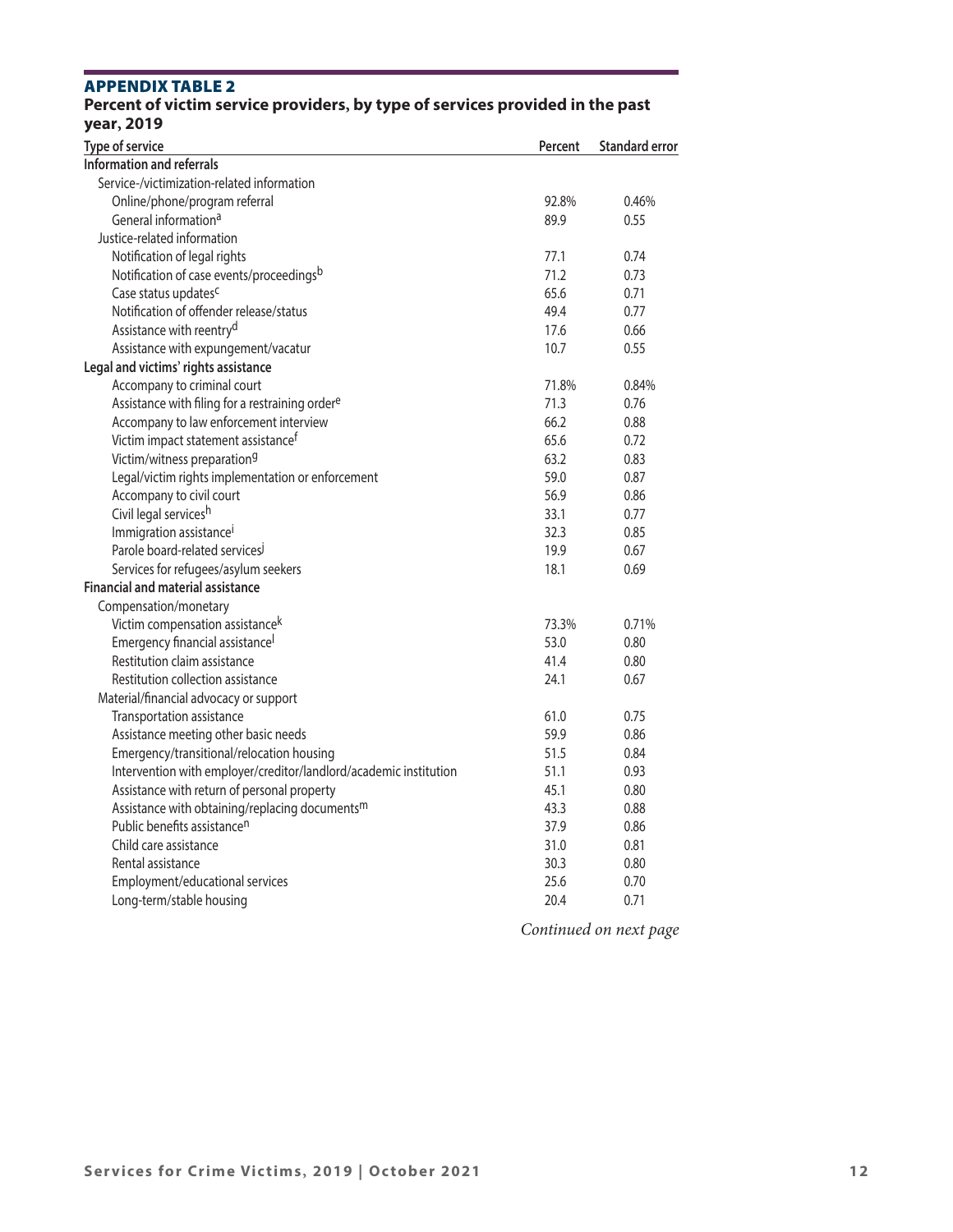## APPENDIX TABLE 2

### Percent of victim service providers, by type of services provided in the past year, 2019

| Type of service | Percent | Standard error |
|---|---|---|
| **Information and referrals** | | |
| Service-/victimization-related information | | |
| Online/phone/program referral | 92.8% | 0.46% |
| General information[a] | 89.9 | 0.55 |
| Justice-related information | | |
| Notification of legal rights | 77.1 | 0.74 |
| Notification of case events/proceedings[b] | 71.2 | 0.73 |
| Case status updates[c] | 65.6 | 0.71 |
| Notification of offender release/status | 49.4 | 0.77 |
| Assistance with reentry[d] | 17.6 | 0.66 |
| Assistance with expungement/vacatur | 10.7 | 0.55 |
| **Legal and victims' rights assistance** | | |
| Accompany to criminal court | 71.8% | 0.84% |
| Assistance with filing for a restraining order[e] | 71.3 | 0.76 |
| Accompany to law enforcement interview | 66.2 | 0.88 |
| Victim impact statement assistance[f] | 65.6 | 0.72 |
| Victim/witness preparation[g] | 63.2 | 0.83 |
| Legal/victim rights implementation or enforcement | 59.0 | 0.87 |
| Accompany to civil court | 56.9 | 0.86 |
| Civil legal services[h] | 33.1 | 0.77 |
| Immigration assistance[i] | 32.3 | 0.85 |
| Parole board-related services[j] | 19.9 | 0.67 |
| Services for refugees/asylum seekers | 18.1 | 0.69 |
| **Financial and material assistance** | | |
| Compensation/monetary | | |
| Victim compensation assistance[k] | 73.3% | 0.71% |
| Emergency financial assistance[l] | 53.0 | 0.80 |
| Restitution claim assistance | 41.4 | 0.80 |
| Restitution collection assistance | 24.1 | 0.67 |
| Material/financial advocacy or support | | |
| Transportation assistance | 61.0 | 0.75 |
| Assistance meeting other basic needs | 59.9 | 0.86 |
| Emergency/transitional/relocation housing | 51.5 | 0.84 |
| Intervention with employer/creditor/landlord/academic institution | 51.1 | 0.93 |
| Assistance with return of personal property | 45.1 | 0.80 |
| Assistance with obtaining/replacing documents[m] | 43.3 | 0.88 |
| Public benefits assistance[n] | 37.9 | 0.86 |
| Child care assistance | 31.0 | 0.81 |
| Rental assistance | 30.3 | 0.80 |
| Employment/educational services | 25.6 | 0.70 |
| Long-term/stable housing | 20.4 | 0.71 |

*Continued on next page*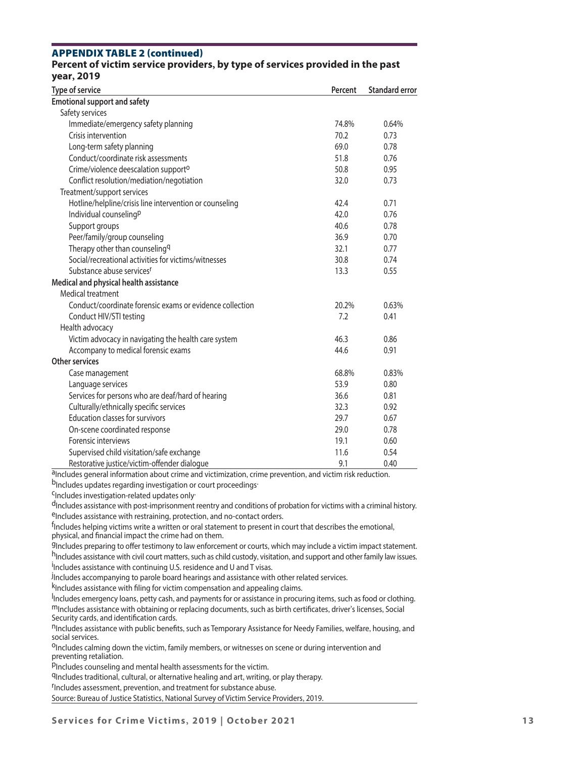## APPENDIX TABLE 2 (continued)

**Percent of victim service providers, by type of services provided in the past year, 2019**

| Type of service | Percent | Standard error |
|---|---|---|
| **Emotional support and safety** | | |
| Safety services | | |
| Immediate/emergency safety planning | 74.8% | 0.64% |
| Crisis intervention | 70.2 | 0.73 |
| Long-term safety planning | 69.0 | 0.78 |
| Conduct/coordinate risk assessments | 51.8 | 0.76 |
| Crime/violence deescalation support[o] | 50.8 | 0.95 |
| Conflict resolution/mediation/negotiation | 32.0 | 0.73 |
| Treatment/support services | | |
| Hotline/helpline/crisis line intervention or counseling | 42.4 | 0.71 |
| Individual counseling[p] | 42.0 | 0.76 |
| Support groups | 40.6 | 0.78 |
| Peer/family/group counseling | 36.9 | 0.70 |
| Therapy other than counseling[q] | 32.1 | 0.77 |
| Social/recreational activities for victims/witnesses | 30.8 | 0.74 |
| Substance abuse services[r] | 13.3 | 0.55 |
| **Medical and physical health assistance** | | |
| Medical treatment | | |
| Conduct/coordinate forensic exams or evidence collection | 20.2% | 0.63% |
| Conduct HIV/STI testing | 7.2 | 0.41 |
| Health advocacy | | |
| Victim advocacy in navigating the health care system | 46.3 | 0.86 |
| Accompany to medical forensic exams | 44.6 | 0.91 |
| **Other services** | | |
| Case management | 68.8% | 0.83% |
| Language services | 53.9 | 0.80 |
| Services for persons who are deaf/hard of hearing | 36.6 | 0.81 |
| Culturally/ethnically specific services | 32.3 | 0.92 |
| Education classes for survivors | 29.7 | 0.67 |
| On-scene coordinated response | 29.0 | 0.78 |
| Forensic interviews | 19.1 | 0.60 |
| Supervised child visitation/safe exchange | 11.6 | 0.54 |
| Restorative justice/victim-offender dialogue | 9.1 | 0.40 |

[a]Includes general information about crime and victimization, crime prevention, and victim risk reduction.
[b]Includes updates regarding investigation or court proceedings.
[c]Includes investigation-related updates only.
[d]Includes assistance with post-imprisonment reentry and conditions of probation for victims with a criminal history.
[e]Includes assistance with restraining, protection, and no-contact orders.
[f]Includes helping victims write a written or oral statement to present in court that describes the emotional, physical, and financial impact the crime had on them.
[g]Includes preparing to offer testimony to law enforcement or courts, which may include a victim impact statement.
[h]Includes assistance with civil court matters, such as child custody, visitation, and support and other family law issues.
[i]Includes assistance with continuing U.S. residence and U and T visas.
[j]Includes accompanying to parole board hearings and assistance with other related services.
[k]Includes assistance with filing for victim compensation and appealing claims.
[l]Includes emergency loans, petty cash, and payments for or assistance in procuring items, such as food or clothing.
[m]Includes assistance with obtaining or replacing documents, such as birth certificates, driver's licenses, Social Security cards, and identification cards.
[n]Includes assistance with public benefits, such as Temporary Assistance for Needy Families, welfare, housing, and social services.
[o]Includes calming down the victim, family members, or witnesses on scene or during intervention and preventing retaliation.
[p]Includes counseling and mental health assessments for the victim.
[q]Includes traditional, cultural, or alternative healing and art, writing, or play therapy.
[r]Includes assessment, prevention, and treatment for substance abuse.
Source: Bureau of Justice Statistics, National Survey of Victim Service Providers, 2019.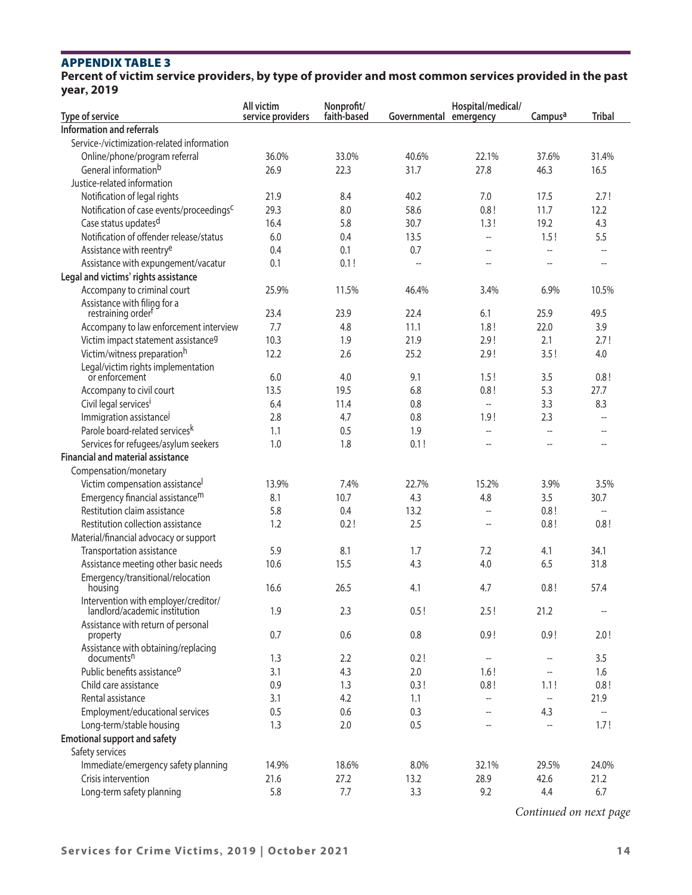## APPENDIX TABLE 3

**Percent of victim service providers, by type of provider and most common services provided in the past year, 2019**

| Type of service | All victim service providers | Nonprofit/ faith-based | Governmental | Hospital/medical/ emergency | Campus[a] | Tribal |
|---|---|---|---|---|---|---|
| **Information and referrals** | | | | | | |
| Service-/victimization-related information | | | | | | |
| Online/phone/program referral | 36.0% | 33.0% | 40.6% | 22.1% | 37.6% | 31.4% |
| General information[b] | 26.9 | 22.3 | 31.7 | 27.8 | 46.3 | 16.5 |
| Justice-related information | | | | | | |
| Notification of legal rights | 21.9 | 8.4 | 40.2 | 7.0 | 17.5 | 2.7 ! |
| Notification of case events/proceedings[c] | 29.3 | 8.0 | 58.6 | 0.8 ! | 11.7 | 12.2 |
| Case status updates[d] | 16.4 | 5.8 | 30.7 | 1.3 ! | 19.2 | 4.3 |
| Notification of offender release/status | 6.0 | 0.4 | 13.5 | -- | 1.5 ! | 5.5 |
| Assistance with reentry[e] | 0.4 | 0.1 | 0.7 | -- | -- | -- |
| Assistance with expungement/vacatur | 0.1 | 0.1 ! | -- | -- | -- | -- |
| **Legal and victims' rights assistance** | | | | | | |
| Accompany to criminal court | 25.9% | 11.5% | 46.4% | 3.4% | 6.9% | 10.5% |
| Assistance with filing for a restraining order[f] | 23.4 | 23.9 | 22.4 | 6.1 | 25.9 | 49.5 |
| Accompany to law enforcement interview | 7.7 | 4.8 | 11.1 | 1.8 ! | 22.0 | 3.9 |
| Victim impact statement assistance[g] | 10.3 | 1.9 | 21.9 | 2.9 ! | 2.1 | 2.7 ! |
| Victim/witness preparation[h] | 12.2 | 2.6 | 25.2 | 2.9 ! | 3.5 ! | 4.0 |
| Legal/victim rights implementation or enforcement | 6.0 | 4.0 | 9.1 | 1.5 ! | 3.5 | 0.8 ! |
| Accompany to civil court | 13.5 | 19.5 | 6.8 | 0.8 ! | 5.3 | 27.7 |
| Civil legal services[i] | 6.4 | 11.4 | 0.8 | -- | 3.3 | 8.3 |
| Immigration assistance[j] | 2.8 | 4.7 | 0.8 | 1.9 ! | 2.3 | -- |
| Parole board-related services[k] | 1.1 | 0.5 | 1.9 | -- | -- | -- |
| Services for refugees/asylum seekers | 1.0 | 1.8 | 0.1 ! | -- | -- | -- |
| **Financial and material assistance** | | | | | | |
| Compensation/monetary | | | | | | |
| Victim compensation assistance[l] | 13.9% | 7.4% | 22.7% | 15.2% | 3.9% | 3.5% |
| Emergency financial assistance[m] | 8.1 | 10.7 | 4.3 | 4.8 | 3.5 | 30.7 |
| Restitution claim assistance | 5.8 | 0.4 | 13.2 | -- | 0.8 ! | -- |
| Restitution collection assistance | 1.2 | 0.2 ! | 2.5 | -- | 0.8 ! | 0.8 ! |
| Material/financial advocacy or support | | | | | | |
| Transportation assistance | 5.9 | 8.1 | 1.7 | 7.2 | 4.1 | 34.1 |
| Assistance meeting other basic needs | 10.6 | 15.5 | 4.3 | 4.0 | 6.5 | 31.8 |
| Emergency/transitional/relocation housing | 16.6 | 26.5 | 4.1 | 4.7 | 0.8 ! | 57.4 |
| Intervention with employer/creditor/ landlord/academic institution | 1.9 | 2.3 | 0.5 ! | 2.5 ! | 21.2 | -- |
| Assistance with return of personal property | 0.7 | 0.6 | 0.8 | 0.9 ! | 0.9 ! | 2.0 ! |
| Assistance with obtaining/replacing documents[n] | 1.3 | 2.2 | 0.2 ! | -- | -- | 3.5 |
| Public benefits assistance[o] | 3.1 | 4.3 | 2.0 | 1.6 ! | -- | 1.6 |
| Child care assistance | 0.9 | 1.3 | 0.3 ! | 0.8 ! | 1.1 ! | 0.8 ! |
| Rental assistance | 3.1 | 4.2 | 1.1 | -- | -- | 21.9 |
| Employment/educational services | 0.5 | 0.6 | 0.3 | -- | 4.3 | -- |
| Long-term/stable housing | 1.3 | 2.0 | 0.5 | -- | -- | 1.7 ! |
| **Emotional support and safety** | | | | | | |
| Safety services | | | | | | |
| Immediate/emergency safety planning | 14.9% | 18.6% | 8.0% | 32.1% | 29.5% | 24.0% |
| Crisis intervention | 21.6 | 27.2 | 13.2 | 28.9 | 42.6 | 21.2 |
| Long-term safety planning | 5.8 | 7.7 | 3.3 | 9.2 | 4.4 | 6.7 |

*Continued on next page*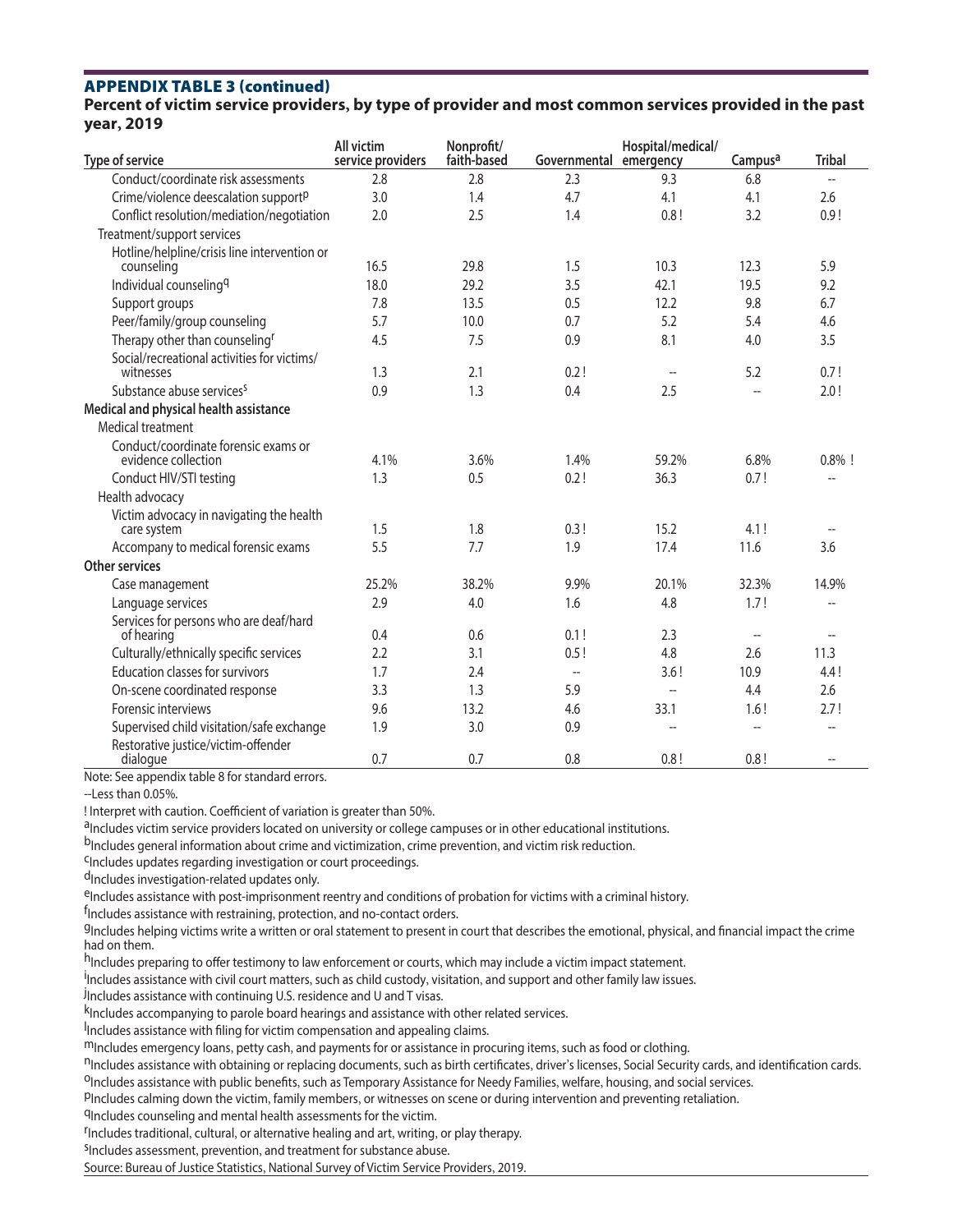## APPENDIX TABLE 3 (continued)

**Percent of victim service providers, by type of provider and most common services provided in the past year, 2019**

| Type of service | All victim service providers | Nonprofit/ faith-based | Governmental | Hospital/medical/ emergency | Campus[a] | Tribal |
|---|---|---|---|---|---|---|
| Conduct/coordinate risk assessments | 2.8 | 2.8 | 2.3 | 9.3 | 6.8 | -- |
| Crime/violence deescalation support[p] | 3.0 | 1.4 | 4.7 | 4.1 | 4.1 | 2.6 |
| Conflict resolution/mediation/negotiation | 2.0 | 2.5 | 1.4 | 0.8 ! | 3.2 | 0.9 ! |
| Treatment/support services | | | | | | |
| Hotline/helpline/crisis line intervention or counseling | 16.5 | 29.8 | 1.5 | 10.3 | 12.3 | 5.9 |
| Individual counseling[q] | 18.0 | 29.2 | 3.5 | 42.1 | 19.5 | 9.2 |
| Support groups | 7.8 | 13.5 | 0.5 | 12.2 | 9.8 | 6.7 |
| Peer/family/group counseling | 5.7 | 10.0 | 0.7 | 5.2 | 5.4 | 4.6 |
| Therapy other than counseling[r] | 4.5 | 7.5 | 0.9 | 8.1 | 4.0 | 3.5 |
| Social/recreational activities for victims/ witnesses | 1.3 | 2.1 | 0.2 ! | -- | 5.2 | 0.7 ! |
| Substance abuse services[s] | 0.9 | 1.3 | 0.4 | 2.5 | -- | 2.0 ! |
| **Medical and physical health assistance** | | | | | | |
| Medical treatment | | | | | | |
| Conduct/coordinate forensic exams or evidence collection | 4.1% | 3.6% | 1.4% | 59.2% | 6.8% | 0.8% ! |
| Conduct HIV/STI testing | 1.3 | 0.5 | 0.2 ! | 36.3 | 0.7 ! | -- |
| Health advocacy | | | | | | |
| Victim advocacy in navigating the health care system | 1.5 | 1.8 | 0.3 ! | 15.2 | 4.1 ! | -- |
| Accompany to medical forensic exams | 5.5 | 7.7 | 1.9 | 17.4 | 11.6 | 3.6 |
| **Other services** | | | | | | |
| Case management | 25.2% | 38.2% | 9.9% | 20.1% | 32.3% | 14.9% |
| Language services | 2.9 | 4.0 | 1.6 | 4.8 | 1.7 ! | -- |
| Services for persons who are deaf/hard of hearing | 0.4 | 0.6 | 0.1 ! | 2.3 | -- | -- |
| Culturally/ethnically specific services | 2.2 | 3.1 | 0.5 ! | 4.8 | 2.6 | 11.3 |
| Education classes for survivors | 1.7 | 2.4 | -- | 3.6 ! | 10.9 | 4.4 ! |
| On-scene coordinated response | 3.3 | 1.3 | 5.9 | -- | 4.4 | 2.6 |
| Forensic interviews | 9.6 | 13.2 | 4.6 | 33.1 | 1.6 ! | 2.7 ! |
| Supervised child visitation/safe exchange | 1.9 | 3.0 | 0.9 | -- | -- | -- |
| Restorative justice/victim-offender dialogue | 0.7 | 0.7 | 0.8 | 0.8 ! | 0.8 ! | -- |

Note: See appendix table 8 for standard errors.

--Less than 0.05%.

! Interpret with caution. Coefficient of variation is greater than 50%.

[a]Includes victim service providers located on university or college campuses or in other educational institutions.

[b]Includes general information about crime and victimization, crime prevention, and victim risk reduction.

[c]Includes updates regarding investigation or court proceedings.

[d]Includes investigation-related updates only.

[e]Includes assistance with post-imprisonment reentry and conditions of probation for victims with a criminal history.

[f]Includes assistance with restraining, protection, and no-contact orders.

[g]Includes helping victims write a written or oral statement to present in court that describes the emotional, physical, and financial impact the crime had on them.

[h]Includes preparing to offer testimony to law enforcement or courts, which may include a victim impact statement.

[i]Includes assistance with civil court matters, such as child custody, visitation, and support and other family law issues.

[j]Includes assistance with continuing U.S. residence and U and T visas.

[k]Includes accompanying to parole board hearings and assistance with other related services.

[l]Includes assistance with filing for victim compensation and appealing claims.

[m]Includes emergency loans, petty cash, and payments for or assistance in procuring items, such as food or clothing.

[n]Includes assistance with obtaining or replacing documents, such as birth certificates, driver's licenses, Social Security cards, and identification cards.

[o]Includes assistance with public benefits, such as Temporary Assistance for Needy Families, welfare, housing, and social services.

[p]Includes calming down the victim, family members, or witnesses on scene or during intervention and preventing retaliation.

[q]Includes counseling and mental health assessments for the victim.

[r]Includes traditional, cultural, or alternative healing and art, writing, or play therapy.

[s]Includes assessment, prevention, and treatment for substance abuse.

Source: Bureau of Justice Statistics, National Survey of Victim Service Providers, 2019.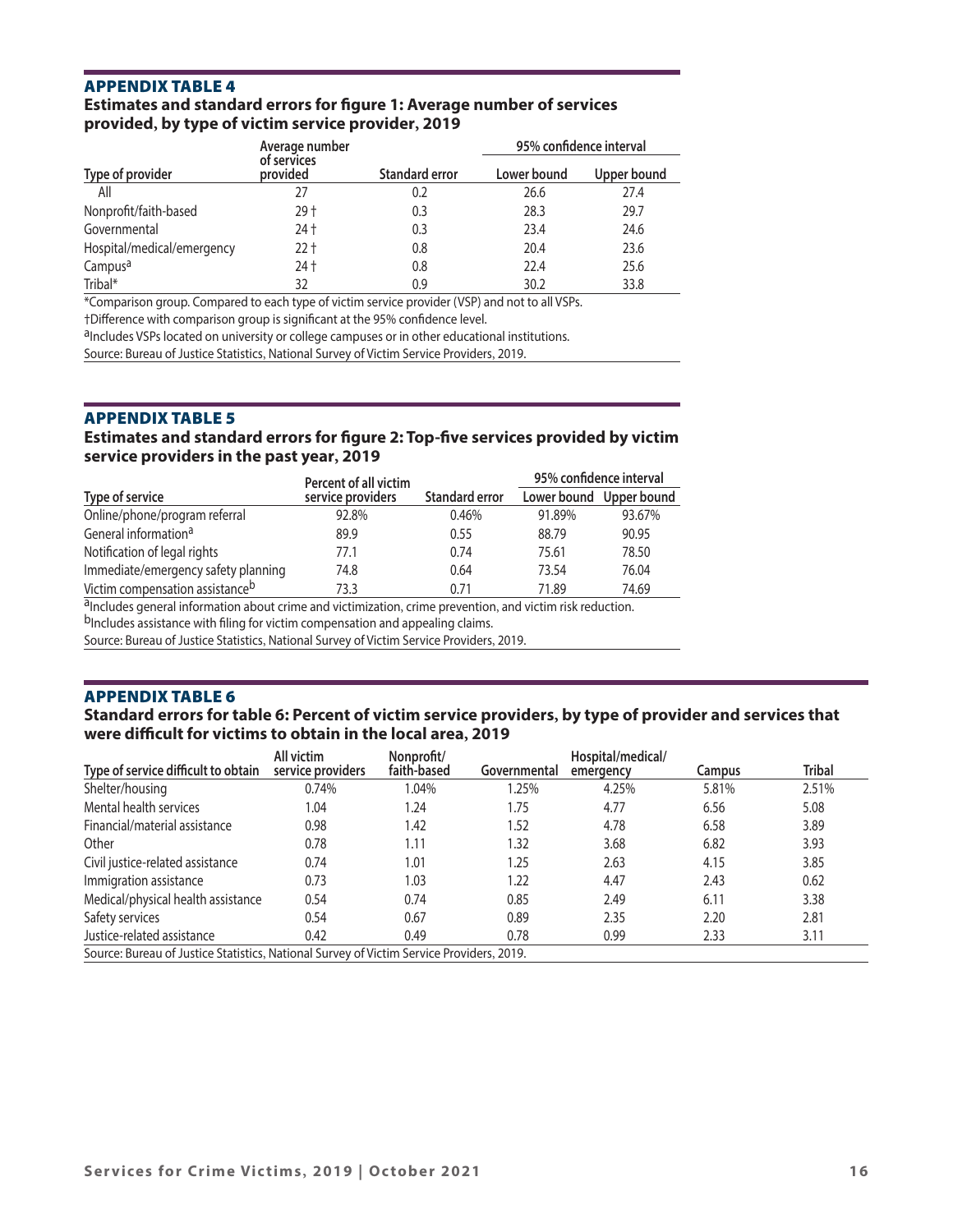## APPENDIX TABLE 4

### Estimates and standard errors for figure 1: Average number of services provided, by type of victim service provider, 2019

| Type of provider | Average number of services provided | Standard error | 95% confidence interval | |
|---|---|---|---|---|
| | | | Lower bound | Upper bound |
| All | 27 | 0.2 | 26.6 | 27.4 |
| Nonprofit/faith-based | 29 † | 0.3 | 28.3 | 29.7 |
| Governmental | 24 † | 0.3 | 23.4 | 24.6 |
| Hospital/medical/emergency | 22 † | 0.8 | 20.4 | 23.6 |
| Campus[a] | 24 † | 0.8 | 22.4 | 25.6 |
| Tribal* | 32 | 0.9 | 30.2 | 33.8 |

*Comparison group. Compared to each type of victim service provider (VSP) and not to all VSPs.

†Difference with comparison group is significant at the 95% confidence level.

[a]Includes VSPs located on university or college campuses or in other educational institutions.

Source: Bureau of Justice Statistics, National Survey of Victim Service Providers, 2019.

## APPENDIX TABLE 5

### Estimates and standard errors for figure 2: Top-five services provided by victim service providers in the past year, 2019

| Type of service | Percent of all victim service providers | Standard error | 95% confidence interval | |
|---|---|---|---|---|
| | | | Lower bound | Upper bound |
| Online/phone/program referral | 92.8% | 0.46% | 91.89% | 93.67% |
| General information[a] | 89.9 | 0.55 | 88.79 | 90.95 |
| Notification of legal rights | 77.1 | 0.74 | 75.61 | 78.50 |
| Immediate/emergency safety planning | 74.8 | 0.64 | 73.54 | 76.04 |
| Victim compensation assistance[b] | 73.3 | 0.71 | 71.89 | 74.69 |

[a]Includes general information about crime and victimization, crime prevention, and victim risk reduction.

[b]Includes assistance with filing for victim compensation and appealing claims.

Source: Bureau of Justice Statistics, National Survey of Victim Service Providers, 2019.

## APPENDIX TABLE 6

### Standard errors for table 6: Percent of victim service providers, by type of provider and services that were difficult for victims to obtain in the local area, 2019

| Type of service difficult to obtain | All victim service providers | Nonprofit/ faith-based | Governmental | Hospital/medical/ emergency | Campus | Tribal |
|---|---|---|---|---|---|---|
| Shelter/housing | 0.74% | 1.04% | 1.25% | 4.25% | 5.81% | 2.51% |
| Mental health services | 1.04 | 1.24 | 1.75 | 4.77 | 6.56 | 5.08 |
| Financial/material assistance | 0.98 | 1.42 | 1.52 | 4.78 | 6.58 | 3.89 |
| Other | 0.78 | 1.11 | 1.32 | 3.68 | 6.82 | 3.93 |
| Civil justice-related assistance | 0.74 | 1.01 | 1.25 | 2.63 | 4.15 | 3.85 |
| Immigration assistance | 0.73 | 1.03 | 1.22 | 4.47 | 2.43 | 0.62 |
| Medical/physical health assistance | 0.54 | 0.74 | 0.85 | 2.49 | 6.11 | 3.38 |
| Safety services | 0.54 | 0.67 | 0.89 | 2.35 | 2.20 | 2.81 |
| Justice-related assistance | 0.42 | 0.49 | 0.78 | 0.99 | 2.33 | 3.11 |

Source: Bureau of Justice Statistics, National Survey of Victim Service Providers, 2019.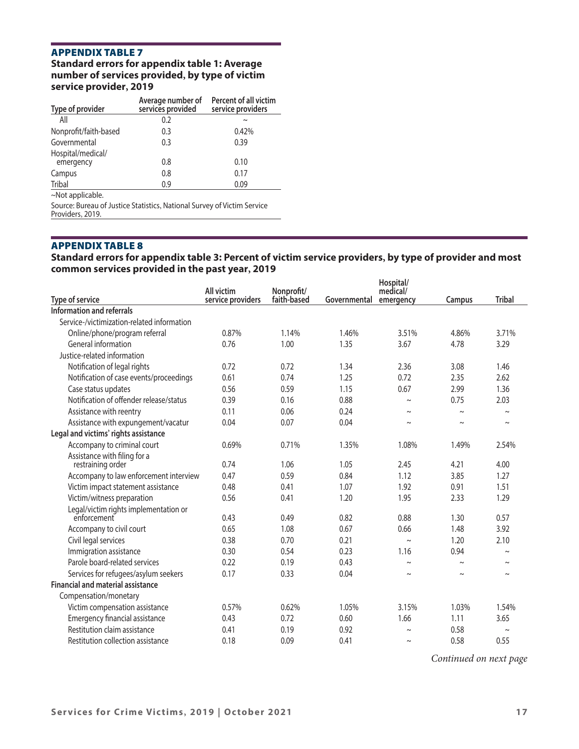## APPENDIX TABLE 7

**Standard errors for appendix table 1: Average number of services provided, by type of victim service provider, 2019**

| Type of provider | Average number of services provided | Percent of all victim service providers |
|---|---|---|
| All | 0.2 | ~ |
| Nonprofit/faith-based | 0.3 | 0.42% |
| Governmental | 0.3 | 0.39 |
| Hospital/medical/ emergency | 0.8 | 0.10 |
| Campus | 0.8 | 0.17 |
| Tribal | 0.9 | 0.09 |

~Not applicable.

Source: Bureau of Justice Statistics, National Survey of Victim Service Providers, 2019.

## APPENDIX TABLE 8

**Standard errors for appendix table 3: Percent of victim service providers, by type of provider and most common services provided in the past year, 2019**

| Type of service | All victim service providers | Nonprofit/ faith-based | Governmental | Hospital/ medical/ emergency | Campus | Tribal |
|---|---|---|---|---|---|---|
| **Information and referrals** | | | | | | |
| Service-/victimization-related information | | | | | | |
| Online/phone/program referral | 0.87% | 1.14% | 1.46% | 3.51% | 4.86% | 3.71% |
| General information | 0.76 | 1.00 | 1.35 | 3.67 | 4.78 | 3.29 |
| Justice-related information | | | | | | |
| Notification of legal rights | 0.72 | 0.72 | 1.34 | 2.36 | 3.08 | 1.46 |
| Notification of case events/proceedings | 0.61 | 0.74 | 1.25 | 0.72 | 2.35 | 2.62 |
| Case status updates | 0.56 | 0.59 | 1.15 | 0.67 | 2.99 | 1.36 |
| Notification of offender release/status | 0.39 | 0.16 | 0.88 | ~ | 0.75 | 2.03 |
| Assistance with reentry | 0.11 | 0.06 | 0.24 | ~ | ~ | ~ |
| Assistance with expungement/vacatur | 0.04 | 0.07 | 0.04 | ~ | ~ | ~ |
| **Legal and victims' rights assistance** | | | | | | |
| Accompany to criminal court | 0.69% | 0.71% | 1.35% | 1.08% | 1.49% | 2.54% |
| Assistance with filing for a restraining order | 0.74 | 1.06 | 1.05 | 2.45 | 4.21 | 4.00 |
| Accompany to law enforcement interview | 0.47 | 0.59 | 0.84 | 1.12 | 3.85 | 1.27 |
| Victim impact statement assistance | 0.48 | 0.41 | 1.07 | 1.92 | 0.91 | 1.51 |
| Victim/witness preparation | 0.56 | 0.41 | 1.20 | 1.95 | 2.33 | 1.29 |
| Legal/victim rights implementation or enforcement | 0.43 | 0.49 | 0.82 | 0.88 | 1.30 | 0.57 |
| Accompany to civil court | 0.65 | 1.08 | 0.67 | 0.66 | 1.48 | 3.92 |
| Civil legal services | 0.38 | 0.70 | 0.21 | ~ | 1.20 | 2.10 |
| Immigration assistance | 0.30 | 0.54 | 0.23 | 1.16 | 0.94 | ~ |
| Parole board-related services | 0.22 | 0.19 | 0.43 | ~ | ~ | ~ |
| Services for refugees/asylum seekers | 0.17 | 0.33 | 0.04 | ~ | ~ | ~ |
| **Financial and material assistance** | | | | | | |
| Compensation/monetary | | | | | | |
| Victim compensation assistance | 0.57% | 0.62% | 1.05% | 3.15% | 1.03% | 1.54% |
| Emergency financial assistance | 0.43 | 0.72 | 0.60 | 1.66 | 1.11 | 3.65 |
| Restitution claim assistance | 0.41 | 0.19 | 0.92 | ~ | 0.58 | ~ |
| Restitution collection assistance | 0.18 | 0.09 | 0.41 | ~ | 0.58 | 0.55 |

*Continued on next page*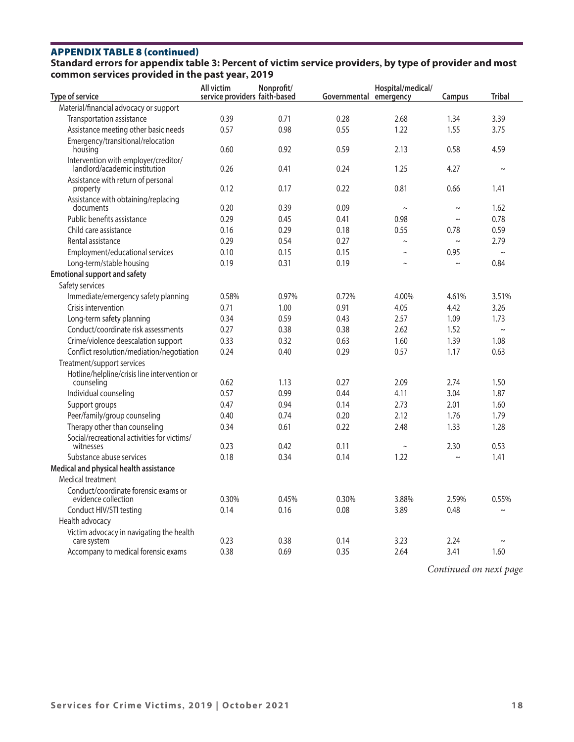## APPENDIX TABLE 8 (continued)

**Standard errors for appendix table 3: Percent of victim service providers, by type of provider and most common services provided in the past year, 2019**

| Type of service | All victim service providers | Nonprofit/ faith-based | Governmental | Hospital/medical/ emergency | Campus | Tribal |
|---|---|---|---|---|---|---|
| Material/financial advocacy or support | | | | | | |
| Transportation assistance | 0.39 | 0.71 | 0.28 | 2.68 | 1.34 | 3.39 |
| Assistance meeting other basic needs | 0.57 | 0.98 | 0.55 | 1.22 | 1.55 | 3.75 |
| Emergency/transitional/relocation housing | 0.60 | 0.92 | 0.59 | 2.13 | 0.58 | 4.59 |
| Intervention with employer/creditor/ landlord/academic institution | 0.26 | 0.41 | 0.24 | 1.25 | 4.27 | ~ |
| Assistance with return of personal property | 0.12 | 0.17 | 0.22 | 0.81 | 0.66 | 1.41 |
| Assistance with obtaining/replacing documents | 0.20 | 0.39 | 0.09 | ~ | ~ | 1.62 |
| Public benefits assistance | 0.29 | 0.45 | 0.41 | 0.98 | ~ | 0.78 |
| Child care assistance | 0.16 | 0.29 | 0.18 | 0.55 | 0.78 | 0.59 |
| Rental assistance | 0.29 | 0.54 | 0.27 | ~ | ~ | 2.79 |
| Employment/educational services | 0.10 | 0.15 | 0.15 | ~ | 0.95 | ~ |
| Long-term/stable housing | 0.19 | 0.31 | 0.19 | ~ | ~ | 0.84 |
| **Emotional support and safety** | | | | | | |
| Safety services | | | | | | |
| Immediate/emergency safety planning | 0.58% | 0.97% | 0.72% | 4.00% | 4.61% | 3.51% |
| Crisis intervention | 0.71 | 1.00 | 0.91 | 4.05 | 4.42 | 3.26 |
| Long-term safety planning | 0.34 | 0.59 | 0.43 | 2.57 | 1.09 | 1.73 |
| Conduct/coordinate risk assessments | 0.27 | 0.38 | 0.38 | 2.62 | 1.52 | ~ |
| Crime/violence deescalation support | 0.33 | 0.32 | 0.63 | 1.60 | 1.39 | 1.08 |
| Conflict resolution/mediation/negotiation | 0.24 | 0.40 | 0.29 | 0.57 | 1.17 | 0.63 |
| Treatment/support services | | | | | | |
| Hotline/helpline/crisis line intervention or counseling | 0.62 | 1.13 | 0.27 | 2.09 | 2.74 | 1.50 |
| Individual counseling | 0.57 | 0.99 | 0.44 | 4.11 | 3.04 | 1.87 |
| Support groups | 0.47 | 0.94 | 0.14 | 2.73 | 2.01 | 1.60 |
| Peer/family/group counseling | 0.40 | 0.74 | 0.20 | 2.12 | 1.76 | 1.79 |
| Therapy other than counseling | 0.34 | 0.61 | 0.22 | 2.48 | 1.33 | 1.28 |
| Social/recreational activities for victims/ witnesses | 0.23 | 0.42 | 0.11 | ~ | 2.30 | 0.53 |
| Substance abuse services | 0.18 | 0.34 | 0.14 | 1.22 | ~ | 1.41 |
| **Medical and physical health assistance** | | | | | | |
| Medical treatment | | | | | | |
| Conduct/coordinate forensic exams or evidence collection | 0.30% | 0.45% | 0.30% | 3.88% | 2.59% | 0.55% |
| Conduct HIV/STI testing | 0.14 | 0.16 | 0.08 | 3.89 | 0.48 | ~ |
| Health advocacy | | | | | | |
| Victim advocacy in navigating the health care system | 0.23 | 0.38 | 0.14 | 3.23 | 2.24 | ~ |
| Accompany to medical forensic exams | 0.38 | 0.69 | 0.35 | 2.64 | 3.41 | 1.60 |

*Continued on next page*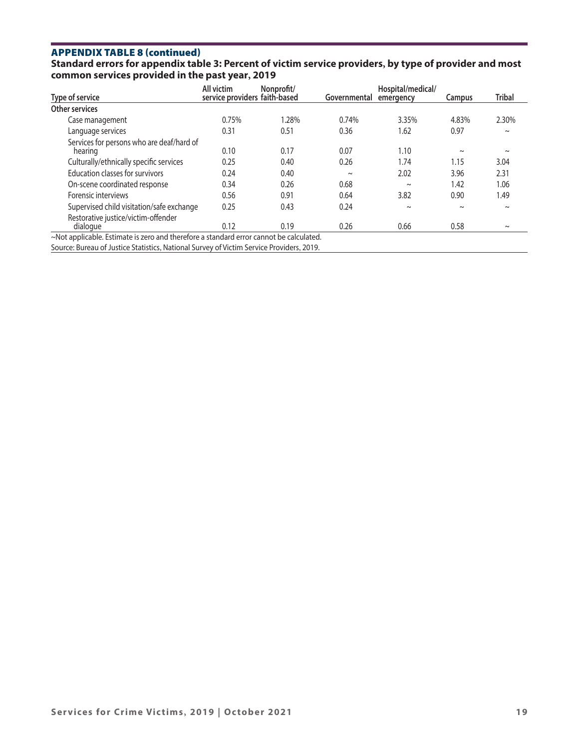## APPENDIX TABLE 8 (continued)

**Standard errors for appendix table 3: Percent of victim service providers, by type of provider and most common services provided in the past year, 2019**

| Type of service | All victim service providers | Nonprofit/ faith-based | Governmental | Hospital/medical/ emergency | Campus | Tribal |
|---|---|---|---|---|---|---|
| **Other services** | | | | | | |
| Case management | 0.75% | 1.28% | 0.74% | 3.35% | 4.83% | 2.30% |
| Language services | 0.31 | 0.51 | 0.36 | 1.62 | 0.97 | ~ |
| Services for persons who are deaf/hard of hearing | 0.10 | 0.17 | 0.07 | 1.10 | ~ | ~ |
| Culturally/ethnically specific services | 0.25 | 0.40 | 0.26 | 1.74 | 1.15 | 3.04 |
| Education classes for survivors | 0.24 | 0.40 | ~ | 2.02 | 3.96 | 2.31 |
| On-scene coordinated response | 0.34 | 0.26 | 0.68 | ~ | 1.42 | 1.06 |
| Forensic interviews | 0.56 | 0.91 | 0.64 | 3.82 | 0.90 | 1.49 |
| Supervised child visitation/safe exchange | 0.25 | 0.43 | 0.24 | ~ | ~ | ~ |
| Restorative justice/victim-offender dialogue | 0.12 | 0.19 | 0.26 | 0.66 | 0.58 | ~ |

~Not applicable. Estimate is zero and therefore a standard error cannot be calculated.

Source: Bureau of Justice Statistics, National Survey of Victim Service Providers, 2019.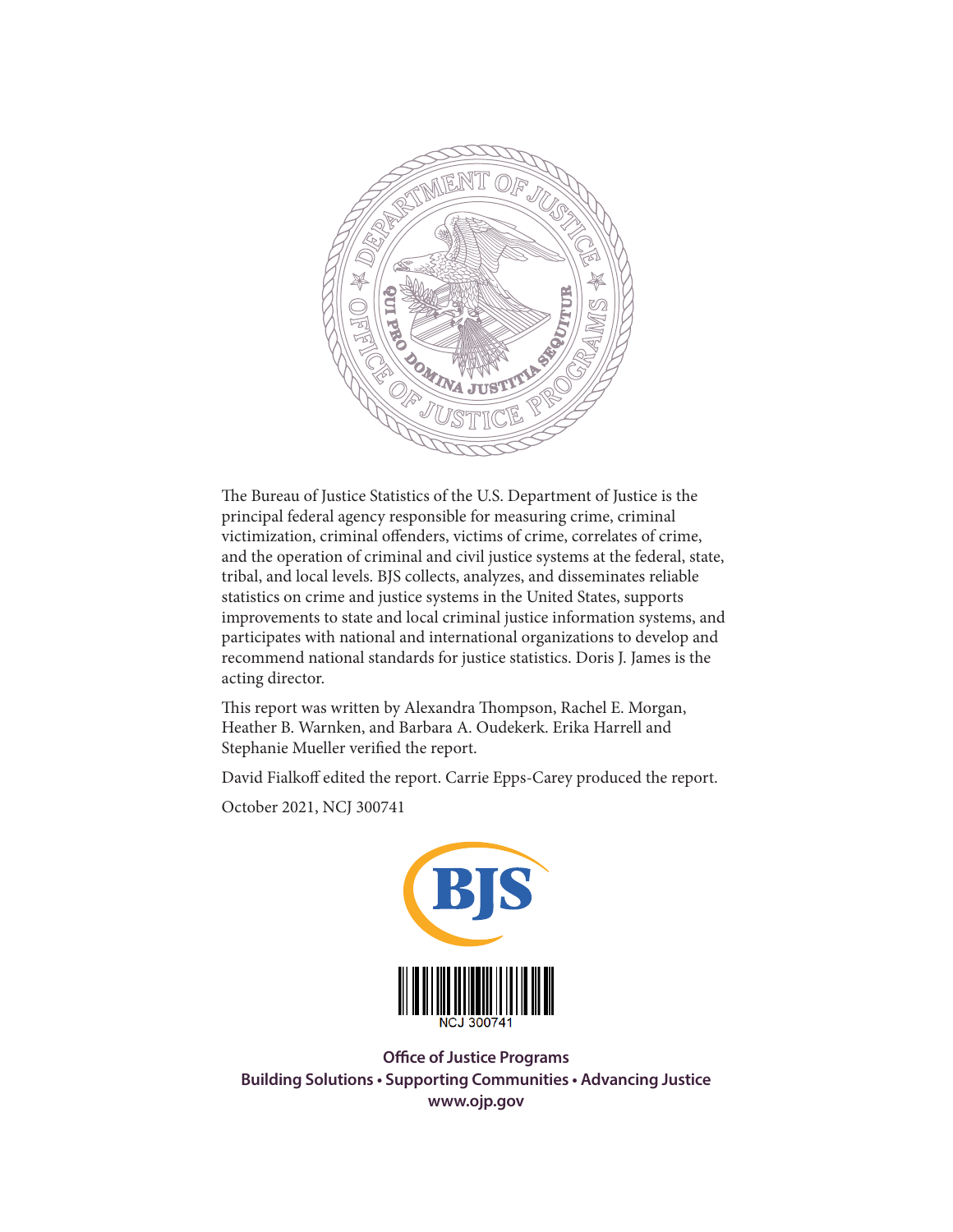The Bureau of Justice Statistics of the U.S. Department of Justice is the principal federal agency responsible for measuring crime, criminal victimization, criminal offenders, victims of crime, correlates of crime, and the operation of criminal and civil justice systems at the federal, state, tribal, and local levels. BJS collects, analyzes, and disseminates reliable statistics on crime and justice systems in the United States, supports improvements to state and local criminal justice information systems, and participates with national and international organizations to develop and recommend national standards for justice statistics. Doris J. James is the acting director.

This report was written by Alexandra Thompson, Rachel E. Morgan, Heather B. Warnken, and Barbara A. Oudekerk. Erika Harrell and Stephanie Mueller verified the report.

David Fialkoff edited the report. Carrie Epps-Carey produced the report.

October 2021, NCJ 300741

NCJ 300741

**Office of Justice Programs**
**Building Solutions • Supporting Communities • Advancing Justice**
**www.ojp.gov**